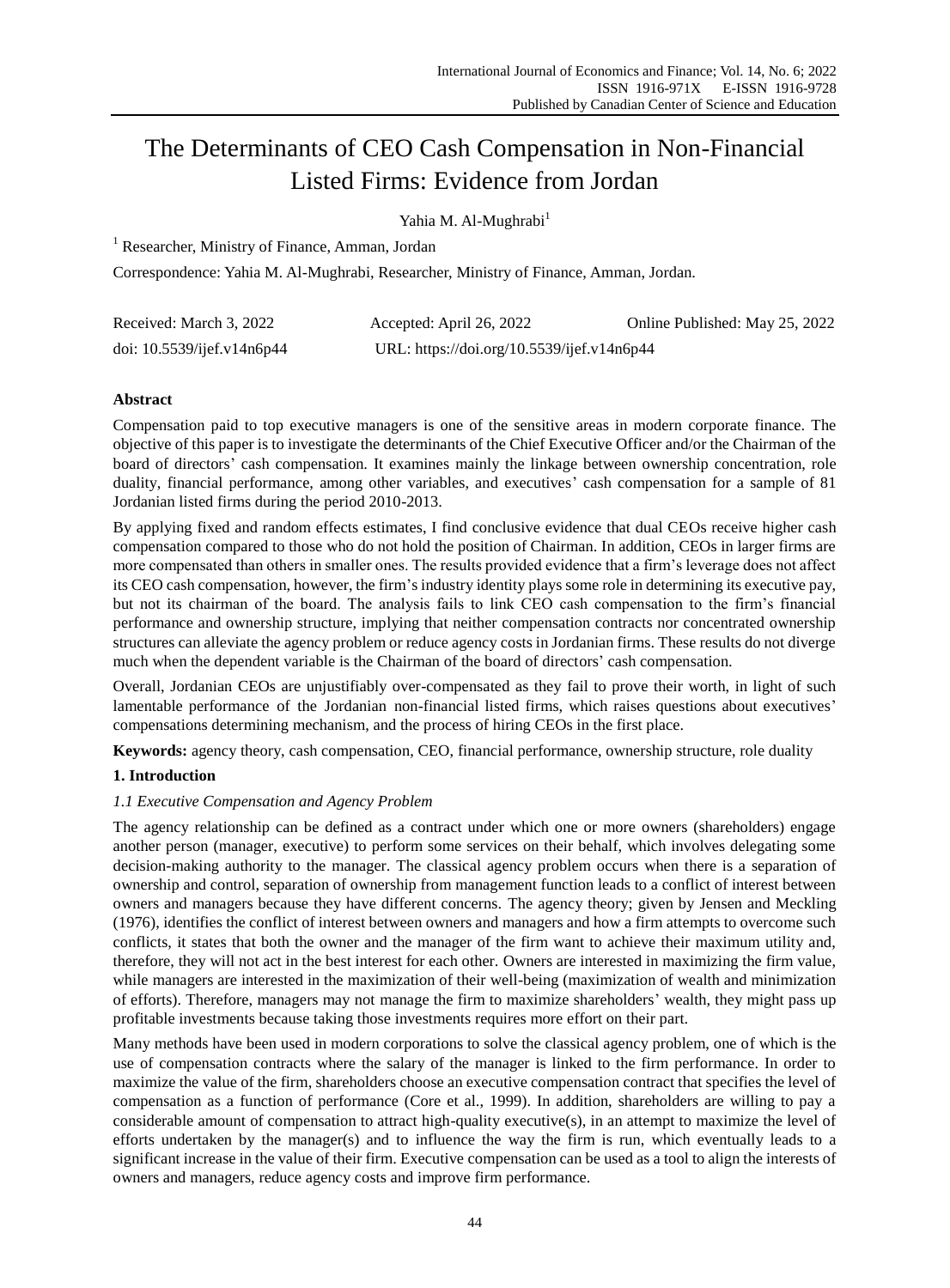# The Determinants of CEO Cash Compensation in Non-Financial Listed Firms: Evidence from Jordan

Yahia M. Al-Mughrabi[1]

[1] Researcher, Ministry of Finance, Amman, Jordan

Correspondence: Yahia M. Al-Mughrabi, Researcher, Ministry of Finance, Amman, Jordan.

Received: March 3, 2022 Accepted: April 26, 2022 Online Published: May 25, 2022

doi: 10.5539/ijef.v14n6p44 URL: https://doi.org/10.5539/ijef.v14n6p44

## Abstract

Compensation paid to top executive managers is one of the sensitive areas in modern corporate finance. The objective of this paper is to investigate the determinants of the Chief Executive Officer and/or the Chairman of the board of directors' cash compensation. It examines mainly the linkage between ownership concentration, role duality, financial performance, among other variables, and executives' cash compensation for a sample of 81 Jordanian listed firms during the period 2010-2013.

By applying fixed and random effects estimates, I find conclusive evidence that dual CEOs receive higher cash compensation compared to those who do not hold the position of Chairman. In addition, CEOs in larger firms are more compensated than others in smaller ones. The results provided evidence that a firm's leverage does not affect its CEO cash compensation, however, the firm's industry identity plays some role in determining its executive pay, but not its chairman of the board. The analysis fails to link CEO cash compensation to the firm's financial performance and ownership structure, implying that neither compensation contracts nor concentrated ownership structures can alleviate the agency problem or reduce agency costs in Jordanian firms. These results do not diverge much when the dependent variable is the Chairman of the board of directors' cash compensation.

Overall, Jordanian CEOs are unjustifiably over-compensated as they fail to prove their worth, in light of such lamentable performance of the Jordanian non-financial listed firms, which raises questions about executives' compensations determining mechanism, and the process of hiring CEOs in the first place.

**Keywords:** agency theory, cash compensation, CEO, financial performance, ownership structure, role duality

## 1. Introduction

### *1.1 Executive Compensation and Agency Problem*

The agency relationship can be defined as a contract under which one or more owners (shareholders) engage another person (manager, executive) to perform some services on their behalf, which involves delegating some decision-making authority to the manager. The classical agency problem occurs when there is a separation of ownership and control, separation of ownership from management function leads to a conflict of interest between owners and managers because they have different concerns. The agency theory; given by Jensen and Meckling (1976), identifies the conflict of interest between owners and managers and how a firm attempts to overcome such conflicts, it states that both the owner and the manager of the firm want to achieve their maximum utility and, therefore, they will not act in the best interest for each other. Owners are interested in maximizing the firm value, while managers are interested in the maximization of their well-being (maximization of wealth and minimization of efforts). Therefore, managers may not manage the firm to maximize shareholders' wealth, they might pass up profitable investments because taking those investments requires more effort on their part.

Many methods have been used in modern corporations to solve the classical agency problem, one of which is the use of compensation contracts where the salary of the manager is linked to the firm performance. In order to maximize the value of the firm, shareholders choose an executive compensation contract that specifies the level of compensation as a function of performance (Core et al., 1999). In addition, shareholders are willing to pay a considerable amount of compensation to attract high-quality executive(s), in an attempt to maximize the level of efforts undertaken by the manager(s) and to influence the way the firm is run, which eventually leads to a significant increase in the value of their firm. Executive compensation can be used as a tool to align the interests of owners and managers, reduce agency costs and improve firm performance.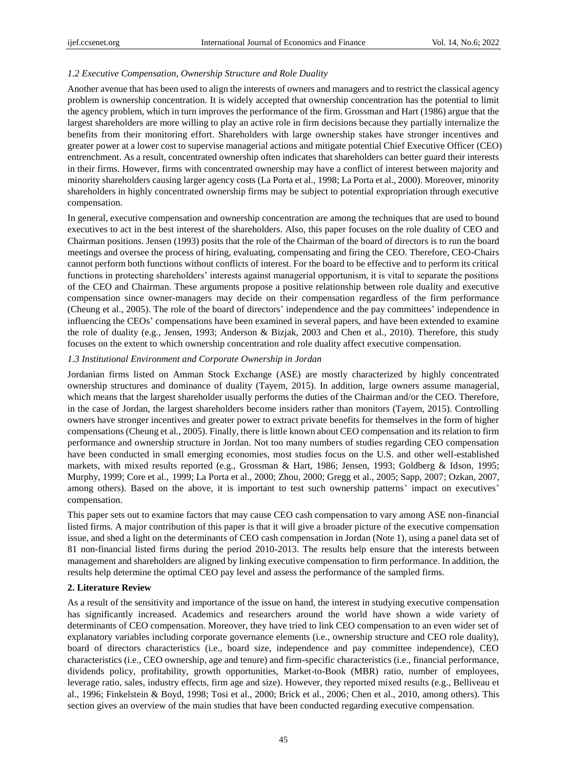### *1.2 Executive Compensation, Ownership Structure and Role Duality*

Another avenue that has been used to align the interests of owners and managers and to restrict the classical agency problem is ownership concentration. It is widely accepted that ownership concentration has the potential to limit the agency problem, which in turn improves the performance of the firm. Grossman and Hart (1986) argue that the largest shareholders are more willing to play an active role in firm decisions because they partially internalize the benefits from their monitoring effort. Shareholders with large ownership stakes have stronger incentives and greater power at a lower cost to supervise managerial actions and mitigate potential Chief Executive Officer (CEO) entrenchment. As a result, concentrated ownership often indicates that shareholders can better guard their interests in their firms. However, firms with concentrated ownership may have a conflict of interest between majority and minority shareholders causing larger agency costs (La Porta et al., 1998; La Porta et al., 2000). Moreover, minority shareholders in highly concentrated ownership firms may be subject to potential expropriation through executive compensation.

In general, executive compensation and ownership concentration are among the techniques that are used to bound executives to act in the best interest of the shareholders. Also, this paper focuses on the role duality of CEO and Chairman positions. Jensen (1993) posits that the role of the Chairman of the board of directors is to run the board meetings and oversee the process of hiring, evaluating, compensating and firing the CEO. Therefore, CEO-Chairs cannot perform both functions without conflicts of interest. For the board to be effective and to perform its critical functions in protecting shareholders' interests against managerial opportunism, it is vital to separate the positions of the CEO and Chairman. These arguments propose a positive relationship between role duality and executive compensation since owner-managers may decide on their compensation regardless of the firm performance (Cheung et al., 2005). The role of the board of directors' independence and the pay committees' independence in influencing the CEOs' compensations have been examined in several papers, and have been extended to examine the role of duality (e.g., Jensen, 1993; Anderson & Bizjak, 2003 and Chen et al., 2010). Therefore, this study focuses on the extent to which ownership concentration and role duality affect executive compensation.

### *1.3 Institutional Environment and Corporate Ownership in Jordan*

Jordanian firms listed on Amman Stock Exchange (ASE) are mostly characterized by highly concentrated ownership structures and dominance of duality (Tayem, 2015). In addition, large owners assume managerial, which means that the largest shareholder usually performs the duties of the Chairman and/or the CEO. Therefore, in the case of Jordan, the largest shareholders become insiders rather than monitors (Tayem, 2015). Controlling owners have stronger incentives and greater power to extract private benefits for themselves in the form of higher compensations (Cheung et al., 2005). Finally, there is little known about CEO compensation and its relation to firm performance and ownership structure in Jordan. Not too many numbers of studies regarding CEO compensation have been conducted in small emerging economies, most studies focus on the U.S. and other well-established markets, with mixed results reported (e.g., Grossman & Hart, 1986; Jensen, 1993; Goldberg & Idson, 1995; Murphy, 1999; Core et al., 1999; La Porta et al., 2000; Zhou, 2000; Gregg et al., 2005; Sapp, 2007; Ozkan, 2007, among others). Based on the above, it is important to test such ownership patterns' impact on executives' compensation.

This paper sets out to examine factors that may cause CEO cash compensation to vary among ASE non-financial listed firms. A major contribution of this paper is that it will give a broader picture of the executive compensation issue, and shed a light on the determinants of CEO cash compensation in Jordan (Note 1), using a panel data set of 81 non-financial listed firms during the period 2010-2013. The results help ensure that the interests between management and shareholders are aligned by linking executive compensation to firm performance. In addition, the results help determine the optimal CEO pay level and assess the performance of the sampled firms.

## 2. Literature Review

As a result of the sensitivity and importance of the issue on hand, the interest in studying executive compensation has significantly increased. Academics and researchers around the world have shown a wide variety of determinants of CEO compensation. Moreover, they have tried to link CEO compensation to an even wider set of explanatory variables including corporate governance elements (i.e., ownership structure and CEO role duality), board of directors characteristics (i.e., board size, independence and pay committee independence), CEO characteristics (i.e., CEO ownership, age and tenure) and firm-specific characteristics (i.e., financial performance, dividends policy, profitability, growth opportunities, Market-to-Book (MBR) ratio, number of employees, leverage ratio, sales, industry effects, firm age and size). However, they reported mixed results (e.g., Belliveau et al., 1996; Finkelstein & Boyd, 1998; Tosi et al., 2000; Brick et al., 2006; Chen et al., 2010, among others). This section gives an overview of the main studies that have been conducted regarding executive compensation.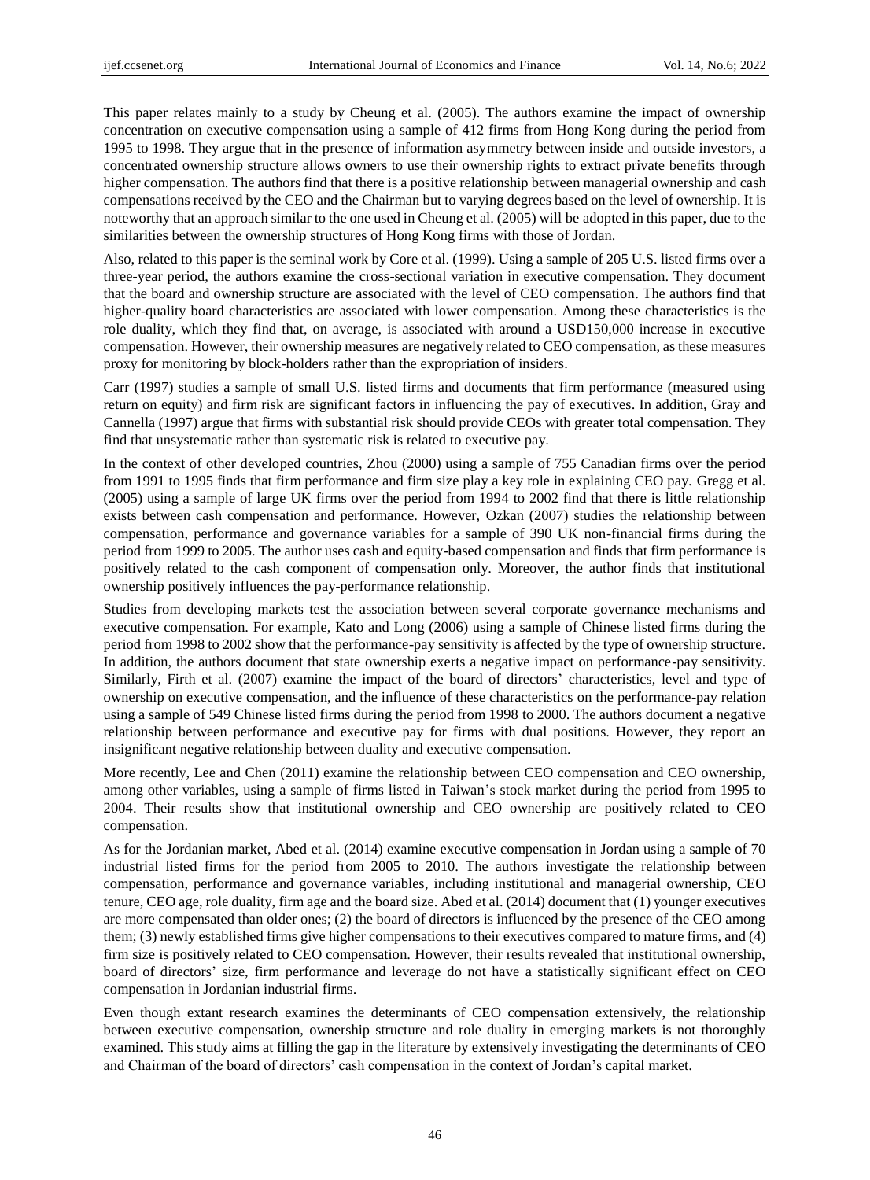This paper relates mainly to a study by Cheung et al. (2005). The authors examine the impact of ownership concentration on executive compensation using a sample of 412 firms from Hong Kong during the period from 1995 to 1998. They argue that in the presence of information asymmetry between inside and outside investors, a concentrated ownership structure allows owners to use their ownership rights to extract private benefits through higher compensation. The authors find that there is a positive relationship between managerial ownership and cash compensations received by the CEO and the Chairman but to varying degrees based on the level of ownership. It is noteworthy that an approach similar to the one used in Cheung et al. (2005) will be adopted in this paper, due to the similarities between the ownership structures of Hong Kong firms with those of Jordan.

Also, related to this paper is the seminal work by Core et al. (1999). Using a sample of 205 U.S. listed firms over a three-year period, the authors examine the cross-sectional variation in executive compensation. They document that the board and ownership structure are associated with the level of CEO compensation. The authors find that higher-quality board characteristics are associated with lower compensation. Among these characteristics is the role duality, which they find that, on average, is associated with around a USD150,000 increase in executive compensation. However, their ownership measures are negatively related to CEO compensation, as these measures proxy for monitoring by block-holders rather than the expropriation of insiders.

Carr (1997) studies a sample of small U.S. listed firms and documents that firm performance (measured using return on equity) and firm risk are significant factors in influencing the pay of executives. In addition, Gray and Cannella (1997) argue that firms with substantial risk should provide CEOs with greater total compensation. They find that unsystematic rather than systematic risk is related to executive pay.

In the context of other developed countries, Zhou (2000) using a sample of 755 Canadian firms over the period from 1991 to 1995 finds that firm performance and firm size play a key role in explaining CEO pay. Gregg et al. (2005) using a sample of large UK firms over the period from 1994 to 2002 find that there is little relationship exists between cash compensation and performance. However, Ozkan (2007) studies the relationship between compensation, performance and governance variables for a sample of 390 UK non-financial firms during the period from 1999 to 2005. The author uses cash and equity-based compensation and finds that firm performance is positively related to the cash component of compensation only. Moreover, the author finds that institutional ownership positively influences the pay-performance relationship.

Studies from developing markets test the association between several corporate governance mechanisms and executive compensation. For example, Kato and Long (2006) using a sample of Chinese listed firms during the period from 1998 to 2002 show that the performance-pay sensitivity is affected by the type of ownership structure. In addition, the authors document that state ownership exerts a negative impact on performance-pay sensitivity. Similarly, Firth et al. (2007) examine the impact of the board of directors' characteristics, level and type of ownership on executive compensation, and the influence of these characteristics on the performance-pay relation using a sample of 549 Chinese listed firms during the period from 1998 to 2000. The authors document a negative relationship between performance and executive pay for firms with dual positions. However, they report an insignificant negative relationship between duality and executive compensation.

More recently, Lee and Chen (2011) examine the relationship between CEO compensation and CEO ownership, among other variables, using a sample of firms listed in Taiwan's stock market during the period from 1995 to 2004. Their results show that institutional ownership and CEO ownership are positively related to CEO compensation.

As for the Jordanian market, Abed et al. (2014) examine executive compensation in Jordan using a sample of 70 industrial listed firms for the period from 2005 to 2010. The authors investigate the relationship between compensation, performance and governance variables, including institutional and managerial ownership, CEO tenure, CEO age, role duality, firm age and the board size. Abed et al. (2014) document that (1) younger executives are more compensated than older ones; (2) the board of directors is influenced by the presence of the CEO among them; (3) newly established firms give higher compensations to their executives compared to mature firms, and (4) firm size is positively related to CEO compensation. However, their results revealed that institutional ownership, board of directors' size, firm performance and leverage do not have a statistically significant effect on CEO compensation in Jordanian industrial firms.

Even though extant research examines the determinants of CEO compensation extensively, the relationship between executive compensation, ownership structure and role duality in emerging markets is not thoroughly examined. This study aims at filling the gap in the literature by extensively investigating the determinants of CEO and Chairman of the board of directors' cash compensation in the context of Jordan's capital market.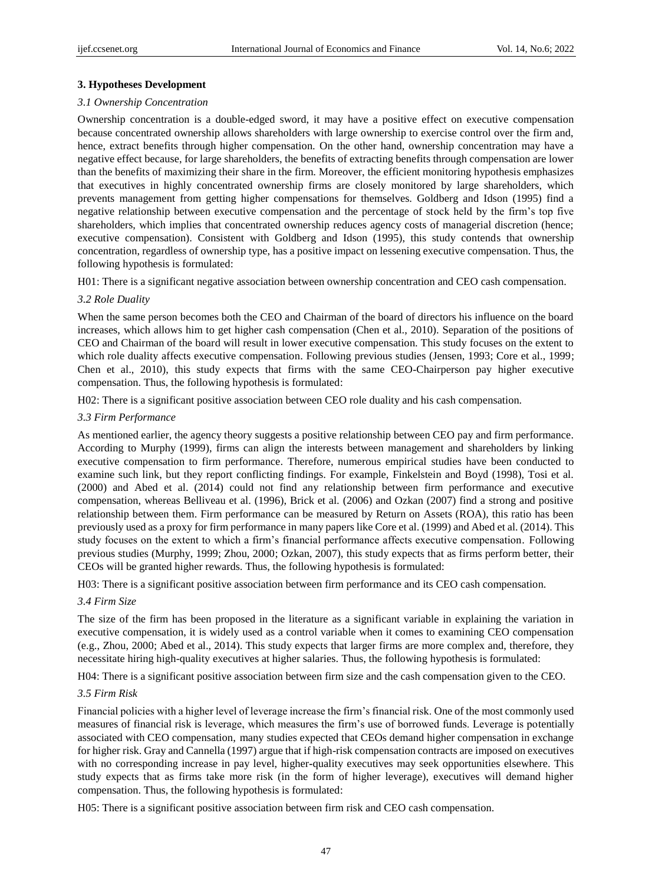## 3. Hypotheses Development

### *3.1 Ownership Concentration*

Ownership concentration is a double-edged sword, it may have a positive effect on executive compensation because concentrated ownership allows shareholders with large ownership to exercise control over the firm and, hence, extract benefits through higher compensation. On the other hand, ownership concentration may have a negative effect because, for large shareholders, the benefits of extracting benefits through compensation are lower than the benefits of maximizing their share in the firm. Moreover, the efficient monitoring hypothesis emphasizes that executives in highly concentrated ownership firms are closely monitored by large shareholders, which prevents management from getting higher compensations for themselves. Goldberg and Idson (1995) find a negative relationship between executive compensation and the percentage of stock held by the firm's top five shareholders, which implies that concentrated ownership reduces agency costs of managerial discretion (hence; executive compensation). Consistent with Goldberg and Idson (1995), this study contends that ownership concentration, regardless of ownership type, has a positive impact on lessening executive compensation. Thus, the following hypothesis is formulated:

H01: There is a significant negative association between ownership concentration and CEO cash compensation.

### *3.2 Role Duality*

When the same person becomes both the CEO and Chairman of the board of directors his influence on the board increases, which allows him to get higher cash compensation (Chen et al., 2010). Separation of the positions of CEO and Chairman of the board will result in lower executive compensation. This study focuses on the extent to which role duality affects executive compensation. Following previous studies (Jensen, 1993; Core et al., 1999; Chen et al., 2010), this study expects that firms with the same CEO-Chairperson pay higher executive compensation. Thus, the following hypothesis is formulated:

H02: There is a significant positive association between CEO role duality and his cash compensation.

### *3.3 Firm Performance*

As mentioned earlier, the agency theory suggests a positive relationship between CEO pay and firm performance. According to Murphy (1999), firms can align the interests between management and shareholders by linking executive compensation to firm performance. Therefore, numerous empirical studies have been conducted to examine such link, but they report conflicting findings. For example, Finkelstein and Boyd (1998), Tosi et al. (2000) and Abed et al. (2014) could not find any relationship between firm performance and executive compensation, whereas Belliveau et al. (1996), Brick et al. (2006) and Ozkan (2007) find a strong and positive relationship between them. Firm performance can be measured by Return on Assets (ROA), this ratio has been previously used as a proxy for firm performance in many papers like Core et al. (1999) and Abed et al. (2014). This study focuses on the extent to which a firm's financial performance affects executive compensation. Following previous studies (Murphy, 1999; Zhou, 2000; Ozkan, 2007), this study expects that as firms perform better, their CEOs will be granted higher rewards. Thus, the following hypothesis is formulated:

H03: There is a significant positive association between firm performance and its CEO cash compensation.

### *3.4 Firm Size*

The size of the firm has been proposed in the literature as a significant variable in explaining the variation in executive compensation, it is widely used as a control variable when it comes to examining CEO compensation (e.g., Zhou, 2000; Abed et al., 2014). This study expects that larger firms are more complex and, therefore, they necessitate hiring high-quality executives at higher salaries. Thus, the following hypothesis is formulated:

H04: There is a significant positive association between firm size and the cash compensation given to the CEO.

### *3.5 Firm Risk*

Financial policies with a higher level of leverage increase the firm's financial risk. One of the most commonly used measures of financial risk is leverage, which measures the firm's use of borrowed funds. Leverage is potentially associated with CEO compensation, many studies expected that CEOs demand higher compensation in exchange for higher risk. Gray and Cannella (1997) argue that if high-risk compensation contracts are imposed on executives with no corresponding increase in pay level, higher-quality executives may seek opportunities elsewhere. This study expects that as firms take more risk (in the form of higher leverage), executives will demand higher compensation. Thus, the following hypothesis is formulated:

H05: There is a significant positive association between firm risk and CEO cash compensation.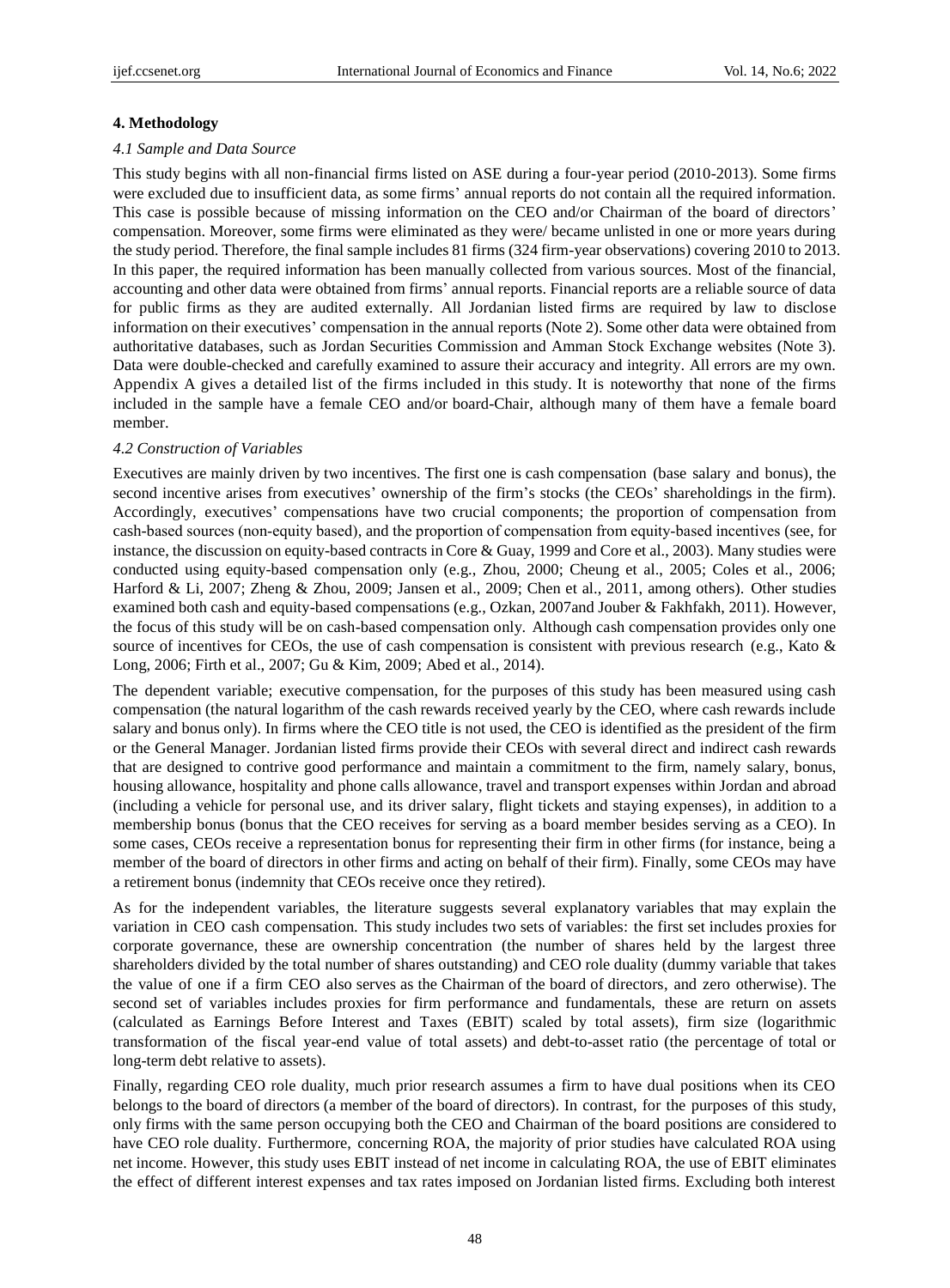## 4. Methodology

### 4.1 Sample and Data Source

This study begins with all non-financial firms listed on ASE during a four-year period (2010-2013). Some firms were excluded due to insufficient data, as some firms' annual reports do not contain all the required information. This case is possible because of missing information on the CEO and/or Chairman of the board of directors' compensation. Moreover, some firms were eliminated as they were/ became unlisted in one or more years during the study period. Therefore, the final sample includes 81 firms (324 firm-year observations) covering 2010 to 2013. In this paper, the required information has been manually collected from various sources. Most of the financial, accounting and other data were obtained from firms' annual reports. Financial reports are a reliable source of data for public firms as they are audited externally. All Jordanian listed firms are required by law to disclose information on their executives' compensation in the annual reports (Note 2). Some other data were obtained from authoritative databases, such as Jordan Securities Commission and Amman Stock Exchange websites (Note 3). Data were double-checked and carefully examined to assure their accuracy and integrity. All errors are my own. Appendix A gives a detailed list of the firms included in this study. It is noteworthy that none of the firms included in the sample have a female CEO and/or board-Chair, although many of them have a female board member.

### 4.2 Construction of Variables

Executives are mainly driven by two incentives. The first one is cash compensation (base salary and bonus), the second incentive arises from executives' ownership of the firm's stocks (the CEOs' shareholdings in the firm). Accordingly, executives' compensations have two crucial components; the proportion of compensation from cash-based sources (non-equity based), and the proportion of compensation from equity-based incentives (see, for instance, the discussion on equity-based contracts in Core & Guay, 1999 and Core et al., 2003). Many studies were conducted using equity-based compensation only (e.g., Zhou, 2000; Cheung et al., 2005; Coles et al., 2006; Harford & Li, 2007; Zheng & Zhou, 2009; Jansen et al., 2009; Chen et al., 2011, among others). Other studies examined both cash and equity-based compensations (e.g., Ozkan, 2007and Jouber & Fakhfakh, 2011). However, the focus of this study will be on cash-based compensation only. Although cash compensation provides only one source of incentives for CEOs, the use of cash compensation is consistent with previous research (e.g., Kato & Long, 2006; Firth et al., 2007; Gu & Kim, 2009; Abed et al., 2014).

The dependent variable; executive compensation, for the purposes of this study has been measured using cash compensation (the natural logarithm of the cash rewards received yearly by the CEO, where cash rewards include salary and bonus only). In firms where the CEO title is not used, the CEO is identified as the president of the firm or the General Manager. Jordanian listed firms provide their CEOs with several direct and indirect cash rewards that are designed to contrive good performance and maintain a commitment to the firm, namely salary, bonus, housing allowance, hospitality and phone calls allowance, travel and transport expenses within Jordan and abroad (including a vehicle for personal use, and its driver salary, flight tickets and staying expenses), in addition to a membership bonus (bonus that the CEO receives for serving as a board member besides serving as a CEO). In some cases, CEOs receive a representation bonus for representing their firm in other firms (for instance, being a member of the board of directors in other firms and acting on behalf of their firm). Finally, some CEOs may have a retirement bonus (indemnity that CEOs receive once they retired).

As for the independent variables, the literature suggests several explanatory variables that may explain the variation in CEO cash compensation. This study includes two sets of variables: the first set includes proxies for corporate governance, these are ownership concentration (the number of shares held by the largest three shareholders divided by the total number of shares outstanding) and CEO role duality (dummy variable that takes the value of one if a firm CEO also serves as the Chairman of the board of directors, and zero otherwise). The second set of variables includes proxies for firm performance and fundamentals, these are return on assets (calculated as Earnings Before Interest and Taxes (EBIT) scaled by total assets), firm size (logarithmic transformation of the fiscal year-end value of total assets) and debt-to-asset ratio (the percentage of total or long-term debt relative to assets).

Finally, regarding CEO role duality, much prior research assumes a firm to have dual positions when its CEO belongs to the board of directors (a member of the board of directors). In contrast, for the purposes of this study, only firms with the same person occupying both the CEO and Chairman of the board positions are considered to have CEO role duality. Furthermore, concerning ROA, the majority of prior studies have calculated ROA using net income. However, this study uses EBIT instead of net income in calculating ROA, the use of EBIT eliminates the effect of different interest expenses and tax rates imposed on Jordanian listed firms. Excluding both interest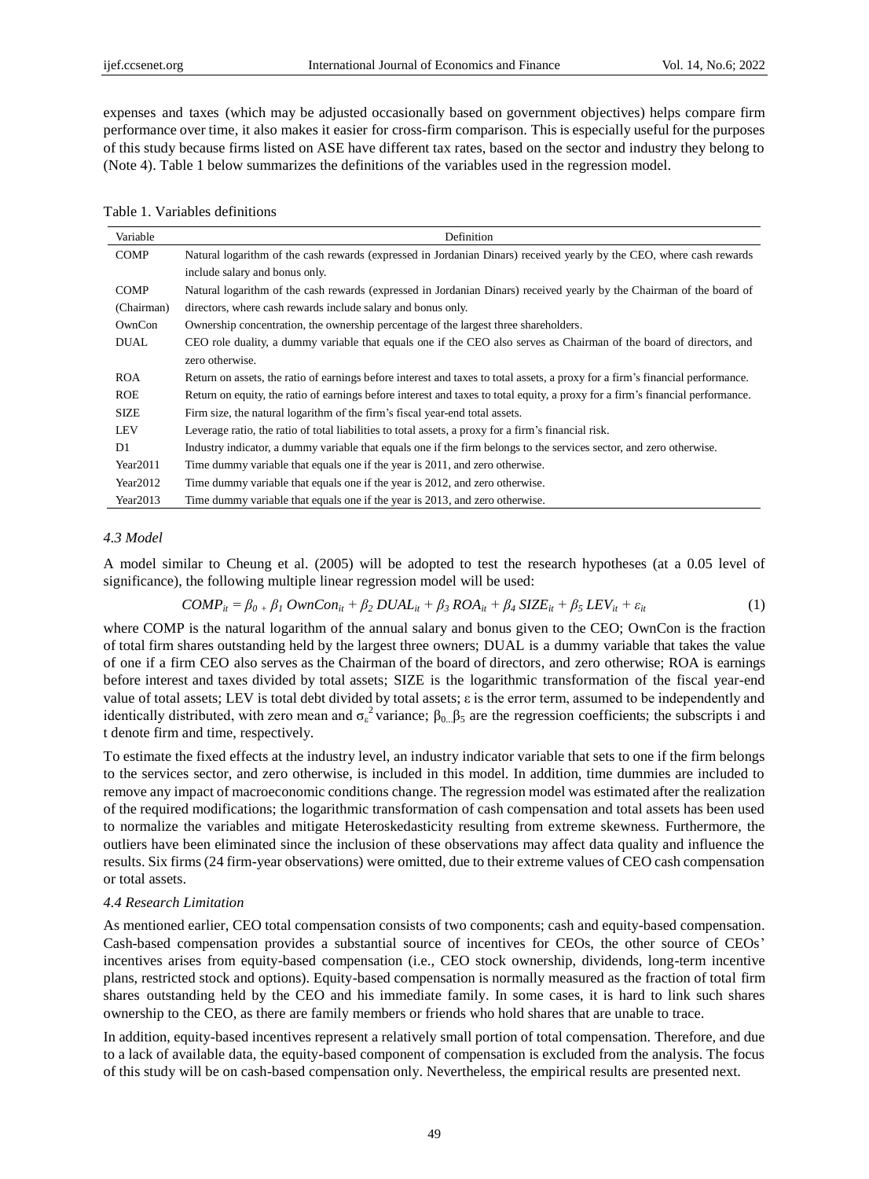expenses and taxes (which may be adjusted occasionally based on government objectives) helps compare firm performance over time, it also makes it easier for cross-firm comparison. This is especially useful for the purposes of this study because firms listed on ASE have different tax rates, based on the sector and industry they belong to (Note 4). Table 1 below summarizes the definitions of the variables used in the regression model.

Table 1. Variables definitions

| Variable | Definition |
|---|---|
| COMP | Natural logarithm of the cash rewards (expressed in Jordanian Dinars) received yearly by the CEO, where cash rewards include salary and bonus only. |
| COMP (Chairman) | Natural logarithm of the cash rewards (expressed in Jordanian Dinars) received yearly by the Chairman of the board of directors, where cash rewards include salary and bonus only. |
| OwnCon | Ownership concentration, the ownership percentage of the largest three shareholders. |
| DUAL | CEO role duality, a dummy variable that equals one if the CEO also serves as Chairman of the board of directors, and zero otherwise. |
| ROA | Return on assets, the ratio of earnings before interest and taxes to total assets, a proxy for a firm's financial performance. |
| ROE | Return on equity, the ratio of earnings before interest and taxes to total equity, a proxy for a firm's financial performance. |
| SIZE | Firm size, the natural logarithm of the firm's fiscal year-end total assets. |
| LEV | Leverage ratio, the ratio of total liabilities to total assets, a proxy for a firm's financial risk. |
| D1 | Industry indicator, a dummy variable that equals one if the firm belongs to the services sector, and zero otherwise. |
| Year2011 | Time dummy variable that equals one if the year is 2011, and zero otherwise. |
| Year2012 | Time dummy variable that equals one if the year is 2012, and zero otherwise. |
| Year2013 | Time dummy variable that equals one if the year is 2013, and zero otherwise. |

### 4.3 Model

A model similar to Cheung et al. (2005) will be adopted to test the research hypotheses (at a 0.05 level of significance), the following multiple linear regression model will be used:

$$COMP_{it} = \beta_0 + \beta_1 \, OwnCon_{it} + \beta_2 \, DUAL_{it} + \beta_3 \, ROA_{it} + \beta_4 \, SIZE_{it} + \beta_5 \, LEV_{it} + \varepsilon_{it} \tag{1}$$

where COMP is the natural logarithm of the annual salary and bonus given to the CEO; OwnCon is the fraction of total firm shares outstanding held by the largest three owners; DUAL is a dummy variable that takes the value of one if a firm CEO also serves as the Chairman of the board of directors, and zero otherwise; ROA is earnings before interest and taxes divided by total assets; SIZE is the logarithmic transformation of the fiscal year-end value of total assets; LEV is total debt divided by total assets; ε is the error term, assumed to be independently and identically distributed, with zero mean and $\sigma_\varepsilon^2$ variance; $\beta_{0\ldots}\beta_5$ are the regression coefficients; the subscripts i and t denote firm and time, respectively.

To estimate the fixed effects at the industry level, an industry indicator variable that sets to one if the firm belongs to the services sector, and zero otherwise, is included in this model. In addition, time dummies are included to remove any impact of macroeconomic conditions change. The regression model was estimated after the realization of the required modifications; the logarithmic transformation of cash compensation and total assets has been used to normalize the variables and mitigate Heteroskedasticity resulting from extreme skewness. Furthermore, the outliers have been eliminated since the inclusion of these observations may affect data quality and influence the results. Six firms (24 firm-year observations) were omitted, due to their extreme values of CEO cash compensation or total assets.

### 4.4 Research Limitation

As mentioned earlier, CEO total compensation consists of two components; cash and equity-based compensation. Cash-based compensation provides a substantial source of incentives for CEOs, the other source of CEOs' incentives arises from equity-based compensation (i.e., CEO stock ownership, dividends, long-term incentive plans, restricted stock and options). Equity-based compensation is normally measured as the fraction of total firm shares outstanding held by the CEO and his immediate family. In some cases, it is hard to link such shares ownership to the CEO, as there are family members or friends who hold shares that are unable to trace.

In addition, equity-based incentives represent a relatively small portion of total compensation. Therefore, and due to a lack of available data, the equity-based component of compensation is excluded from the analysis. The focus of this study will be on cash-based compensation only. Nevertheless, the empirical results are presented next.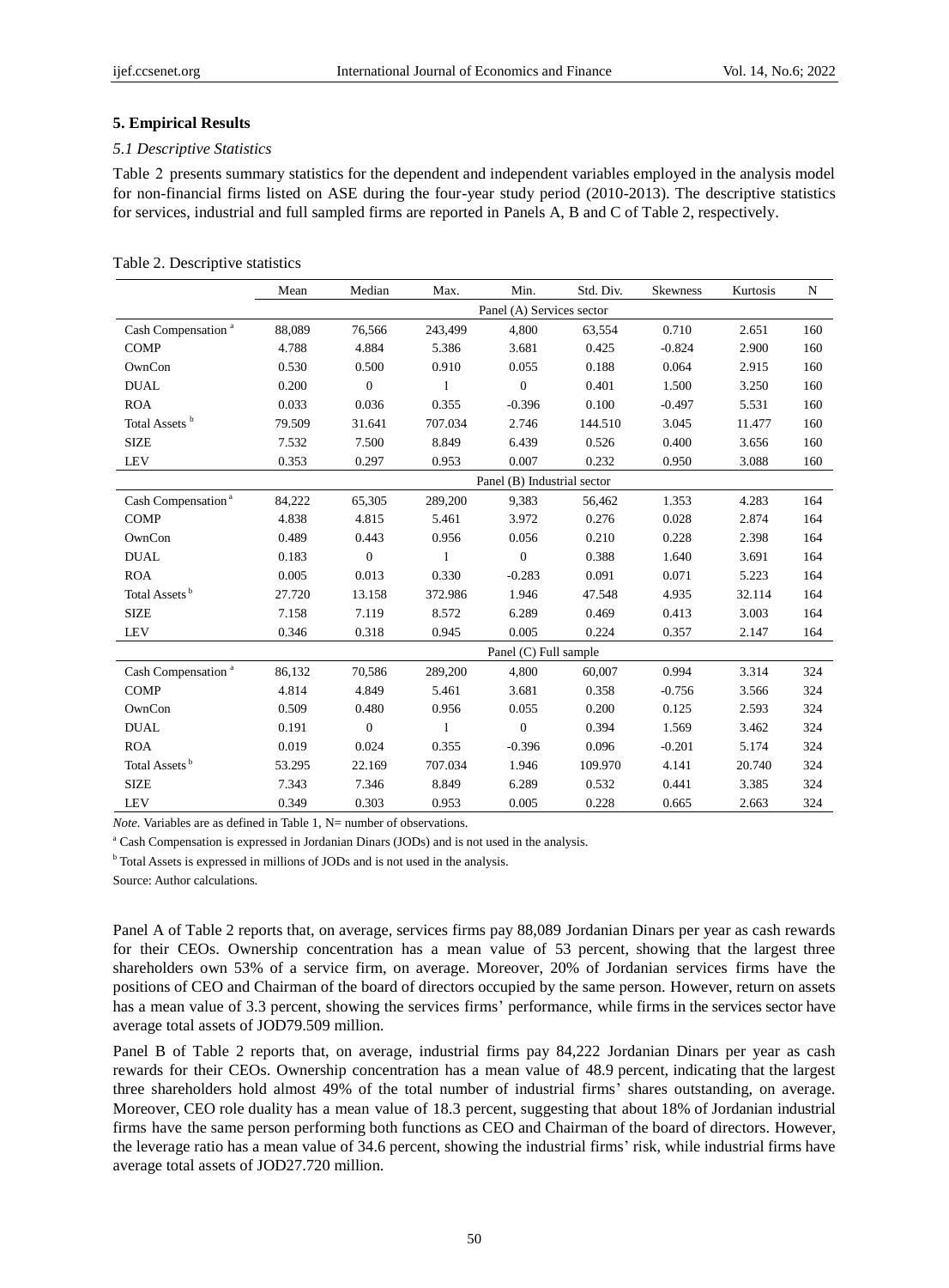## 5. Empirical Results

### *5.1 Descriptive Statistics*

Table 2 presents summary statistics for the dependent and independent variables employed in the analysis model for non-financial firms listed on ASE during the four-year study period (2010-2013). The descriptive statistics for services, industrial and full sampled firms are reported in Panels A, B and C of Table 2, respectively.

Table 2. Descriptive statistics

| | Mean | Median | Max. | Min. | Std. Div. | Skewness | Kurtosis | N |
|---|---|---|---|---|---|---|---|---|
| | Panel (A) Services sector | | | | | | | |
| Cash Compensation [a] | 88,089 | 76,566 | 243,499 | 4,800 | 63,554 | 0.710 | 2.651 | 160 |
| COMP | 4.788 | 4.884 | 5.386 | 3.681 | 0.425 | -0.824 | 2.900 | 160 |
| OwnCon | 0.530 | 0.500 | 0.910 | 0.055 | 0.188 | 0.064 | 2.915 | 160 |
| DUAL | 0.200 | 0 | 1 | 0 | 0.401 | 1.500 | 3.250 | 160 |
| ROA | 0.033 | 0.036 | 0.355 | -0.396 | 0.100 | -0.497 | 5.531 | 160 |
| Total Assets [b] | 79.509 | 31.641 | 707.034 | 2.746 | 144.510 | 3.045 | 11.477 | 160 |
| SIZE | 7.532 | 7.500 | 8.849 | 6.439 | 0.526 | 0.400 | 3.656 | 160 |
| LEV | 0.353 | 0.297 | 0.953 | 0.007 | 0.232 | 0.950 | 3.088 | 160 |
| | Panel (B) Industrial sector | | | | | | | |
| Cash Compensation [a] | 84,222 | 65,305 | 289,200 | 9,383 | 56,462 | 1.353 | 4.283 | 164 |
| COMP | 4.838 | 4.815 | 5.461 | 3.972 | 0.276 | 0.028 | 2.874 | 164 |
| OwnCon | 0.489 | 0.443 | 0.956 | 0.056 | 0.210 | 0.228 | 2.398 | 164 |
| DUAL | 0.183 | 0 | 1 | 0 | 0.388 | 1.640 | 3.691 | 164 |
| ROA | 0.005 | 0.013 | 0.330 | -0.283 | 0.091 | 0.071 | 5.223 | 164 |
| Total Assets [b] | 27.720 | 13.158 | 372.986 | 1.946 | 47.548 | 4.935 | 32.114 | 164 |
| SIZE | 7.158 | 7.119 | 8.572 | 6.289 | 0.469 | 0.413 | 3.003 | 164 |
| LEV | 0.346 | 0.318 | 0.945 | 0.005 | 0.224 | 0.357 | 2.147 | 164 |
| | Panel (C) Full sample | | | | | | | |
| Cash Compensation [a] | 86,132 | 70,586 | 289,200 | 4,800 | 60,007 | 0.994 | 3.314 | 324 |
| COMP | 4.814 | 4.849 | 5.461 | 3.681 | 0.358 | -0.756 | 3.566 | 324 |
| OwnCon | 0.509 | 0.480 | 0.956 | 0.055 | 0.200 | 0.125 | 2.593 | 324 |
| DUAL | 0.191 | 0 | 1 | 0 | 0.394 | 1.569 | 3.462 | 324 |
| ROA | 0.019 | 0.024 | 0.355 | -0.396 | 0.096 | -0.201 | 5.174 | 324 |
| Total Assets [b] | 53.295 | 22.169 | 707.034 | 1.946 | 109.970 | 4.141 | 20.740 | 324 |
| SIZE | 7.343 | 7.346 | 8.849 | 6.289 | 0.532 | 0.441 | 3.385 | 324 |
| LEV | 0.349 | 0.303 | 0.953 | 0.005 | 0.228 | 0.665 | 2.663 | 324 |

*Note.* Variables are as defined in Table 1, N= number of observations.

[a] Cash Compensation is expressed in Jordanian Dinars (JODs) and is not used in the analysis.

[b] Total Assets is expressed in millions of JODs and is not used in the analysis.

Source: Author calculations.

Panel A of Table 2 reports that, on average, services firms pay 88,089 Jordanian Dinars per year as cash rewards for their CEOs. Ownership concentration has a mean value of 53 percent, showing that the largest three shareholders own 53% of a service firm, on average. Moreover, 20% of Jordanian services firms have the positions of CEO and Chairman of the board of directors occupied by the same person. However, return on assets has a mean value of 3.3 percent, showing the services firms' performance, while firms in the services sector have average total assets of JOD79.509 million.

Panel B of Table 2 reports that, on average, industrial firms pay 84,222 Jordanian Dinars per year as cash rewards for their CEOs. Ownership concentration has a mean value of 48.9 percent, indicating that the largest three shareholders hold almost 49% of the total number of industrial firms' shares outstanding, on average. Moreover, CEO role duality has a mean value of 18.3 percent, suggesting that about 18% of Jordanian industrial firms have the same person performing both functions as CEO and Chairman of the board of directors. However, the leverage ratio has a mean value of 34.6 percent, showing the industrial firms' risk, while industrial firms have average total assets of JOD27.720 million.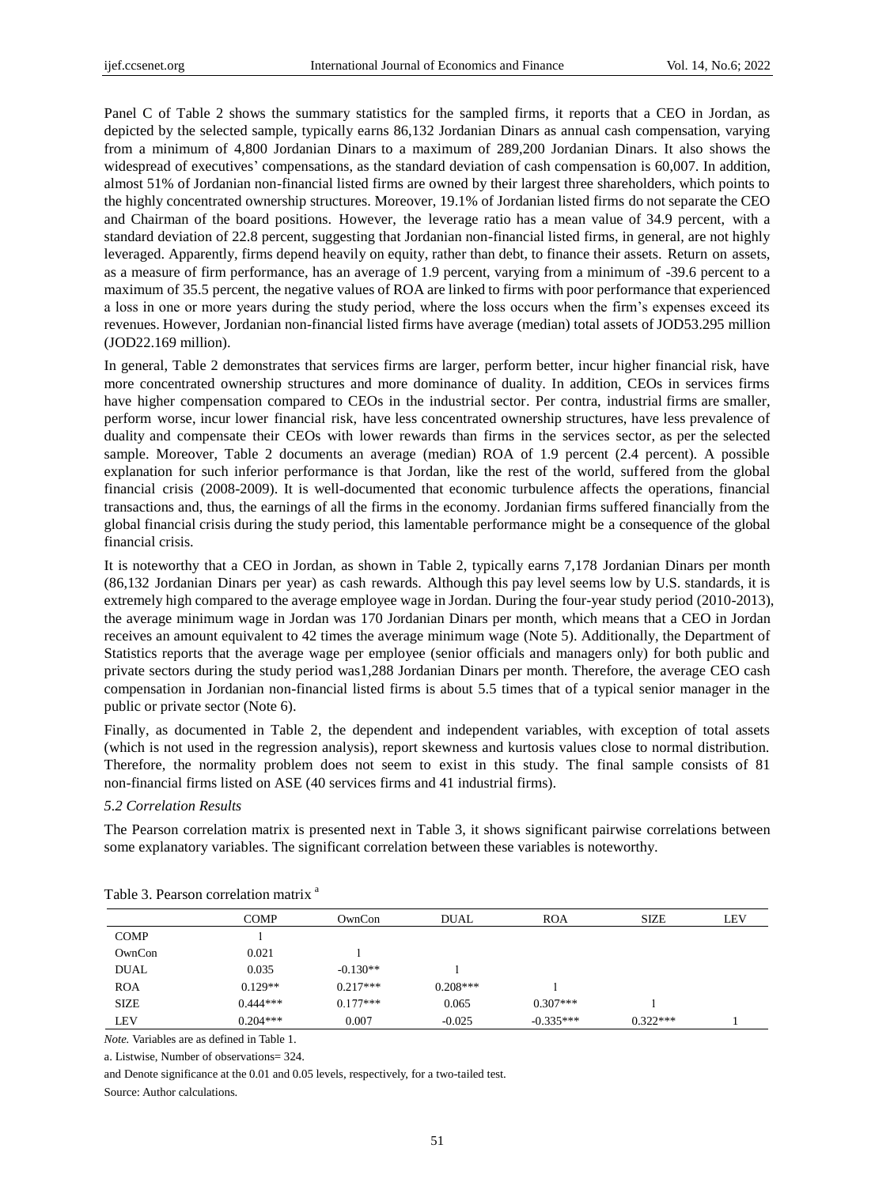Panel C of Table 2 shows the summary statistics for the sampled firms, it reports that a CEO in Jordan, as depicted by the selected sample, typically earns 86,132 Jordanian Dinars as annual cash compensation, varying from a minimum of 4,800 Jordanian Dinars to a maximum of 289,200 Jordanian Dinars. It also shows the widespread of executives' compensations, as the standard deviation of cash compensation is 60,007. In addition, almost 51% of Jordanian non-financial listed firms are owned by their largest three shareholders, which points to the highly concentrated ownership structures. Moreover, 19.1% of Jordanian listed firms do not separate the CEO and Chairman of the board positions. However, the leverage ratio has a mean value of 34.9 percent, with a standard deviation of 22.8 percent, suggesting that Jordanian non-financial listed firms, in general, are not highly leveraged. Apparently, firms depend heavily on equity, rather than debt, to finance their assets. Return on assets, as a measure of firm performance, has an average of 1.9 percent, varying from a minimum of -39.6 percent to a maximum of 35.5 percent, the negative values of ROA are linked to firms with poor performance that experienced a loss in one or more years during the study period, where the loss occurs when the firm's expenses exceed its revenues. However, Jordanian non-financial listed firms have average (median) total assets of JOD53.295 million (JOD22.169 million).

In general, Table 2 demonstrates that services firms are larger, perform better, incur higher financial risk, have more concentrated ownership structures and more dominance of duality. In addition, CEOs in services firms have higher compensation compared to CEOs in the industrial sector. Per contra, industrial firms are smaller, perform worse, incur lower financial risk, have less concentrated ownership structures, have less prevalence of duality and compensate their CEOs with lower rewards than firms in the services sector, as per the selected sample. Moreover, Table 2 documents an average (median) ROA of 1.9 percent (2.4 percent). A possible explanation for such inferior performance is that Jordan, like the rest of the world, suffered from the global financial crisis (2008-2009). It is well-documented that economic turbulence affects the operations, financial transactions and, thus, the earnings of all the firms in the economy. Jordanian firms suffered financially from the global financial crisis during the study period, this lamentable performance might be a consequence of the global financial crisis.

It is noteworthy that a CEO in Jordan, as shown in Table 2, typically earns 7,178 Jordanian Dinars per month (86,132 Jordanian Dinars per year) as cash rewards. Although this pay level seems low by U.S. standards, it is extremely high compared to the average employee wage in Jordan. During the four-year study period (2010-2013), the average minimum wage in Jordan was 170 Jordanian Dinars per month, which means that a CEO in Jordan receives an amount equivalent to 42 times the average minimum wage (Note 5). Additionally, the Department of Statistics reports that the average wage per employee (senior officials and managers only) for both public and private sectors during the study period was1,288 Jordanian Dinars per month. Therefore, the average CEO cash compensation in Jordanian non-financial listed firms is about 5.5 times that of a typical senior manager in the public or private sector (Note 6).

Finally, as documented in Table 2, the dependent and independent variables, with exception of total assets (which is not used in the regression analysis), report skewness and kurtosis values close to normal distribution. Therefore, the normality problem does not seem to exist in this study. The final sample consists of 81 non-financial firms listed on ASE (40 services firms and 41 industrial firms).

### *5.2 Correlation Results*

The Pearson correlation matrix is presented next in Table 3, it shows significant pairwise correlations between some explanatory variables. The significant correlation between these variables is noteworthy.

Table 3. Pearson correlation matrix [a]

| | COMP | OwnCon | DUAL | ROA | SIZE | LEV |
|---|---|---|---|---|---|---|
| COMP | 1 | | | | | |
| OwnCon | 0.021 | 1 | | | | |
| DUAL | 0.035 | -0.130** | 1 | | | |
| ROA | 0.129** | 0.217*** | 0.208*** | 1 | | |
| SIZE | 0.444*** | 0.177*** | 0.065 | 0.307*** | 1 | |
| LEV | 0.204*** | 0.007 | -0.025 | -0.335*** | 0.322*** | 1 |

*Note.* Variables are as defined in Table 1.

a. Listwise, Number of observations= 324.

and Denote significance at the 0.01 and 0.05 levels, respectively, for a two-tailed test.

Source: Author calculations.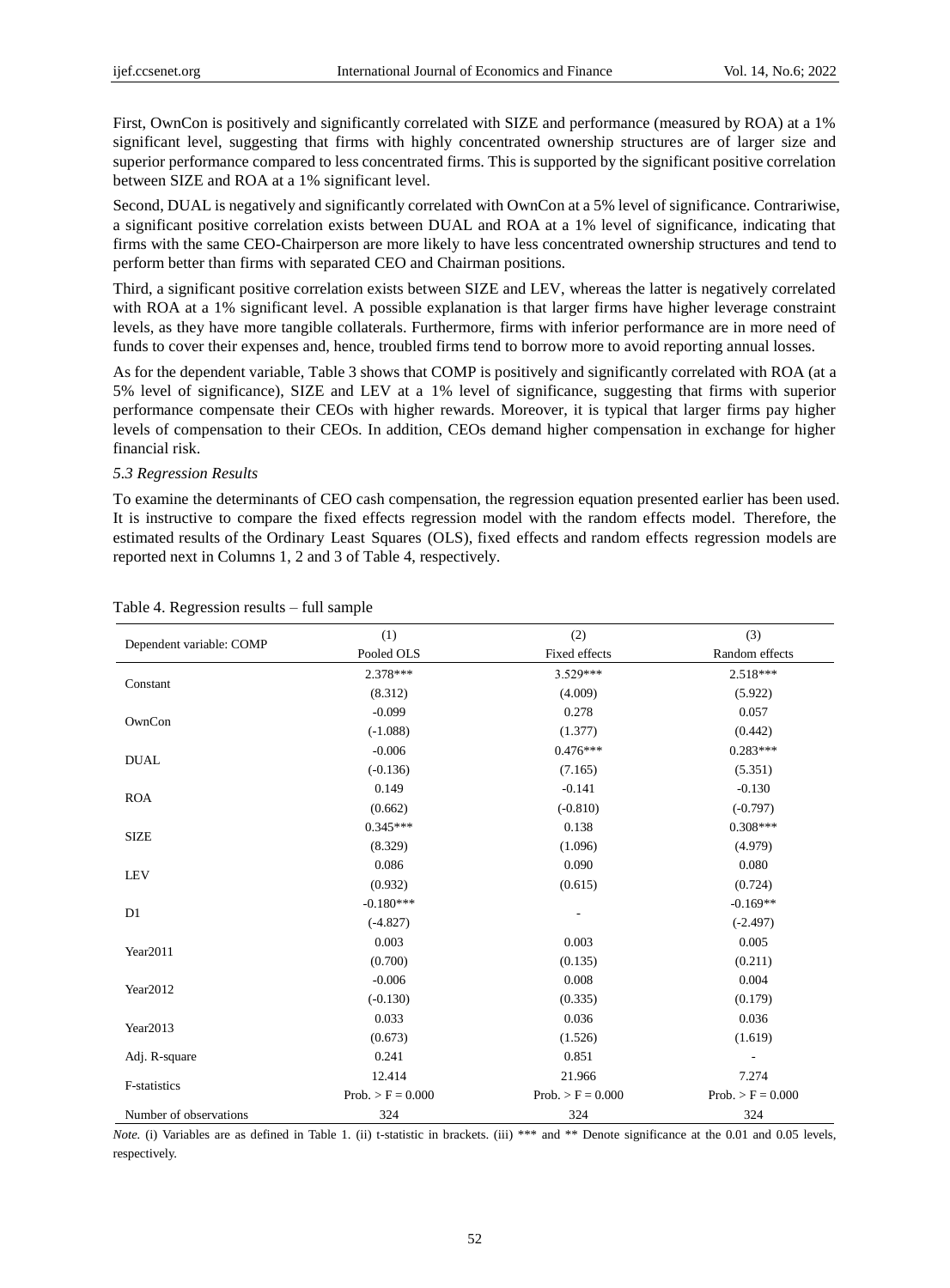First, OwnCon is positively and significantly correlated with SIZE and performance (measured by ROA) at a 1% significant level, suggesting that firms with highly concentrated ownership structures are of larger size and superior performance compared to less concentrated firms. This is supported by the significant positive correlation between SIZE and ROA at a 1% significant level.

Second, DUAL is negatively and significantly correlated with OwnCon at a 5% level of significance. Contrariwise, a significant positive correlation exists between DUAL and ROA at a 1% level of significance, indicating that firms with the same CEO-Chairperson are more likely to have less concentrated ownership structures and tend to perform better than firms with separated CEO and Chairman positions.

Third, a significant positive correlation exists between SIZE and LEV, whereas the latter is negatively correlated with ROA at a 1% significant level. A possible explanation is that larger firms have higher leverage constraint levels, as they have more tangible collaterals. Furthermore, firms with inferior performance are in more need of funds to cover their expenses and, hence, troubled firms tend to borrow more to avoid reporting annual losses.

As for the dependent variable, Table 3 shows that COMP is positively and significantly correlated with ROA (at a 5% level of significance), SIZE and LEV at a 1% level of significance, suggesting that firms with superior performance compensate their CEOs with higher rewards. Moreover, it is typical that larger firms pay higher levels of compensation to their CEOs. In addition, CEOs demand higher compensation in exchange for higher financial risk.

### *5.3 Regression Results*

To examine the determinants of CEO cash compensation, the regression equation presented earlier has been used. It is instructive to compare the fixed effects regression model with the random effects model. Therefore, the estimated results of the Ordinary Least Squares (OLS), fixed effects and random effects regression models are reported next in Columns 1, 2 and 3 of Table 4, respectively.

Table 4. Regression results – full sample

| Dependent variable: COMP | (1)<br>Pooled OLS | (2)<br>Fixed effects | (3)<br>Random effects |
|---|---|---|---|
| Constant | 2.378***<br>(8.312) | 3.529***<br>(4.009) | 2.518***<br>(5.922) |
| OwnCon | -0.099<br>(-1.088) | 0.278<br>(1.377) | 0.057<br>(0.442) |
| DUAL | -0.006<br>(-0.136) | 0.476***<br>(7.165) | 0.283***<br>(5.351) |
| ROA | 0.149<br>(0.662) | -0.141<br>(-0.810) | -0.130<br>(-0.797) |
| SIZE | 0.345***<br>(8.329) | 0.138<br>(1.096) | 0.308***<br>(4.979) |
| LEV | 0.086<br>(0.932) | 0.090<br>(0.615) | 0.080<br>(0.724) |
| D1 | -0.180***<br>(-4.827) | - | -0.169**<br>(-2.497) |
| Year2011 | 0.003<br>(0.700) | 0.003<br>(0.135) | 0.005<br>(0.211) |
| Year2012 | -0.006<br>(-0.130) | 0.008<br>(0.335) | 0.004<br>(0.179) |
| Year2013 | 0.033<br>(0.673) | 0.036<br>(1.526) | 0.036<br>(1.619) |
| Adj. R-square | 0.241 | 0.851 | - |
| F-statistics | 12.414<br>Prob. > F = 0.000 | 21.966<br>Prob. > F = 0.000 | 7.274<br>Prob. > F = 0.000 |
| Number of observations | 324 | 324 | 324 |

*Note.* (i) Variables are as defined in Table 1. (ii) t-statistic in brackets. (iii) *** and ** Denote significance at the 0.01 and 0.05 levels, respectively.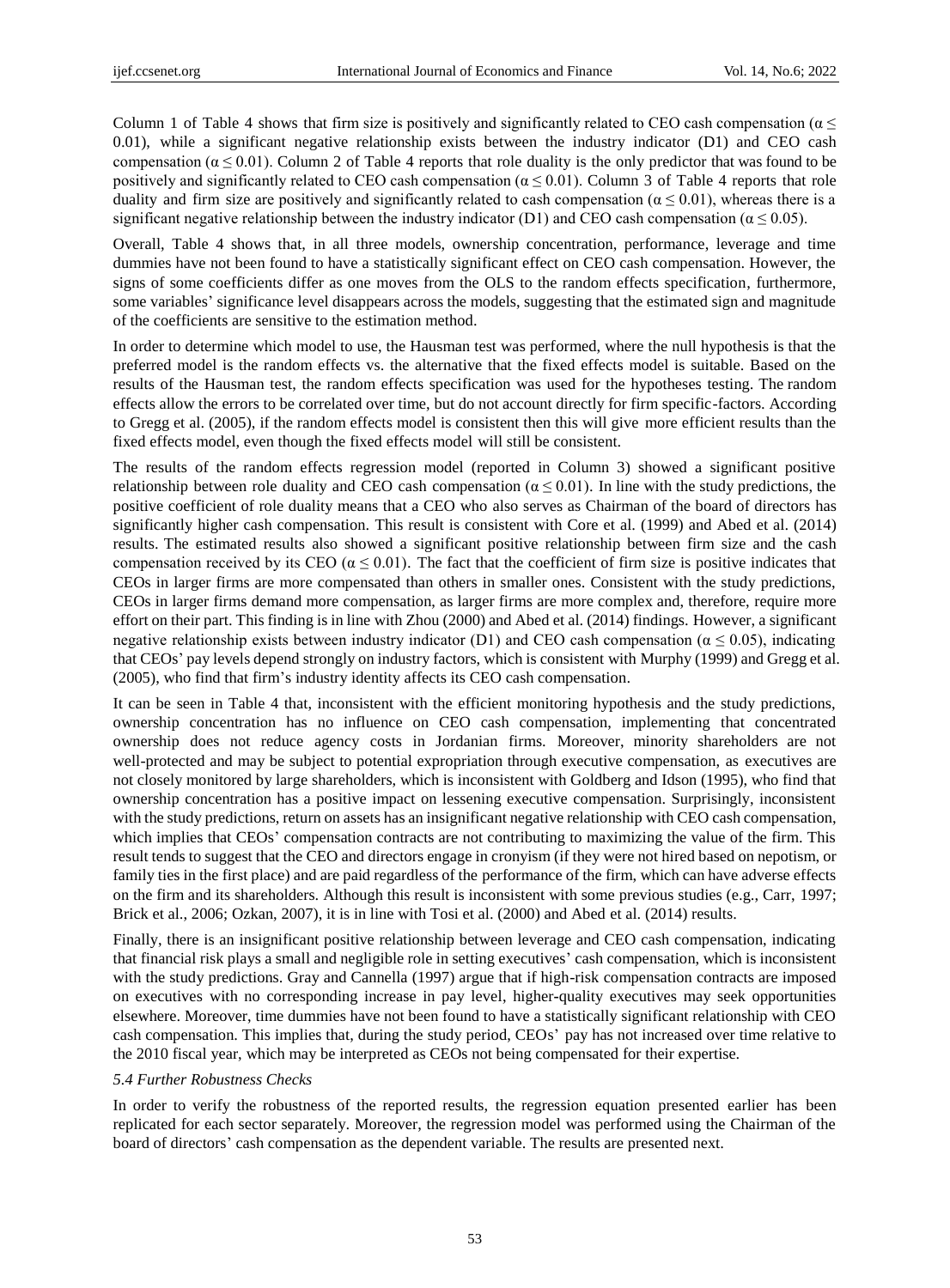Column 1 of Table 4 shows that firm size is positively and significantly related to CEO cash compensation ($\alpha \leq 0.01$), while a significant negative relationship exists between the industry indicator (D1) and CEO cash compensation ($\alpha \leq 0.01$). Column 2 of Table 4 reports that role duality is the only predictor that was found to be positively and significantly related to CEO cash compensation ($\alpha \leq 0.01$). Column 3 of Table 4 reports that role duality and firm size are positively and significantly related to cash compensation ($\alpha \leq 0.01$), whereas there is a significant negative relationship between the industry indicator (D1) and CEO cash compensation ($\alpha \leq 0.05$).

Overall, Table 4 shows that, in all three models, ownership concentration, performance, leverage and time dummies have not been found to have a statistically significant effect on CEO cash compensation. However, the signs of some coefficients differ as one moves from the OLS to the random effects specification, furthermore, some variables' significance level disappears across the models, suggesting that the estimated sign and magnitude of the coefficients are sensitive to the estimation method.

In order to determine which model to use, the Hausman test was performed, where the null hypothesis is that the preferred model is the random effects vs. the alternative that the fixed effects model is suitable. Based on the results of the Hausman test, the random effects specification was used for the hypotheses testing. The random effects allow the errors to be correlated over time, but do not account directly for firm specific-factors. According to Gregg et al. (2005), if the random effects model is consistent then this will give more efficient results than the fixed effects model, even though the fixed effects model will still be consistent.

The results of the random effects regression model (reported in Column 3) showed a significant positive relationship between role duality and CEO cash compensation ($\alpha \leq 0.01$). In line with the study predictions, the positive coefficient of role duality means that a CEO who also serves as Chairman of the board of directors has significantly higher cash compensation. This result is consistent with Core et al. (1999) and Abed et al. (2014) results. The estimated results also showed a significant positive relationship between firm size and the cash compensation received by its CEO ($\alpha \leq 0.01$). The fact that the coefficient of firm size is positive indicates that CEOs in larger firms are more compensated than others in smaller ones. Consistent with the study predictions, CEOs in larger firms demand more compensation, as larger firms are more complex and, therefore, require more effort on their part. This finding is in line with Zhou (2000) and Abed et al. (2014) findings. However, a significant negative relationship exists between industry indicator (D1) and CEO cash compensation ($\alpha \leq 0.05$), indicating that CEOs' pay levels depend strongly on industry factors, which is consistent with Murphy (1999) and Gregg et al. (2005), who find that firm's industry identity affects its CEO cash compensation.

It can be seen in Table 4 that, inconsistent with the efficient monitoring hypothesis and the study predictions, ownership concentration has no influence on CEO cash compensation, implementing that concentrated ownership does not reduce agency costs in Jordanian firms. Moreover, minority shareholders are not well-protected and may be subject to potential expropriation through executive compensation, as executives are not closely monitored by large shareholders, which is inconsistent with Goldberg and Idson (1995), who find that ownership concentration has a positive impact on lessening executive compensation. Surprisingly, inconsistent with the study predictions, return on assets has an insignificant negative relationship with CEO cash compensation, which implies that CEOs' compensation contracts are not contributing to maximizing the value of the firm. This result tends to suggest that the CEO and directors engage in cronyism (if they were not hired based on nepotism, or family ties in the first place) and are paid regardless of the performance of the firm, which can have adverse effects on the firm and its shareholders. Although this result is inconsistent with some previous studies (e.g., Carr, 1997; Brick et al., 2006; Ozkan, 2007), it is in line with Tosi et al. (2000) and Abed et al. (2014) results.

Finally, there is an insignificant positive relationship between leverage and CEO cash compensation, indicating that financial risk plays a small and negligible role in setting executives' cash compensation, which is inconsistent with the study predictions. Gray and Cannella (1997) argue that if high-risk compensation contracts are imposed on executives with no corresponding increase in pay level, higher-quality executives may seek opportunities elsewhere. Moreover, time dummies have not been found to have a statistically significant relationship with CEO cash compensation. This implies that, during the study period, CEOs' pay has not increased over time relative to the 2010 fiscal year, which may be interpreted as CEOs not being compensated for their expertise.

### *5.4 Further Robustness Checks*

In order to verify the robustness of the reported results, the regression equation presented earlier has been replicated for each sector separately. Moreover, the regression model was performed using the Chairman of the board of directors' cash compensation as the dependent variable. The results are presented next.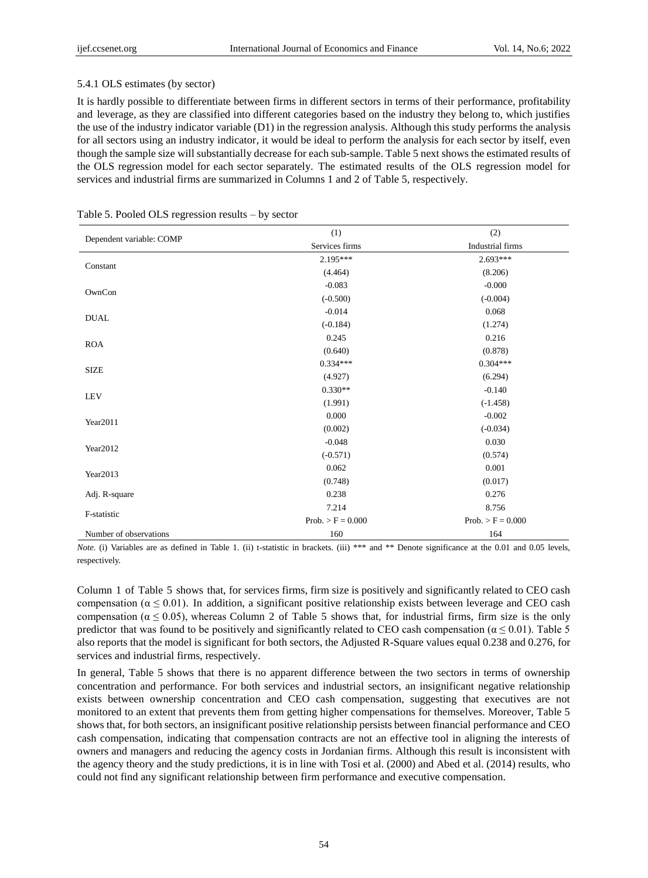#### 5.4.1 OLS estimates (by sector)

It is hardly possible to differentiate between firms in different sectors in terms of their performance, profitability and leverage, as they are classified into different categories based on the industry they belong to, which justifies the use of the industry indicator variable (D1) in the regression analysis. Although this study performs the analysis for all sectors using an industry indicator, it would be ideal to perform the analysis for each sector by itself, even though the sample size will substantially decrease for each sub-sample. Table 5 next shows the estimated results of the OLS regression model for each sector separately. The estimated results of the OLS regression model for services and industrial firms are summarized in Columns 1 and 2 of Table 5, respectively.

Table 5. Pooled OLS regression results – by sector

| Dependent variable: COMP | (1) Services firms | (2) Industrial firms |
|---|---|---|
| Constant | 2.195*** | 2.693*** |
| | (4.464) | (8.206) |
| OwnCon | -0.083 | -0.000 |
| | (-0.500) | (-0.004) |
| DUAL | -0.014 | 0.068 |
| | (-0.184) | (1.274) |
| ROA | 0.245 | 0.216 |
| | (0.640) | (0.878) |
| SIZE | 0.334*** | 0.304*** |
| | (4.927) | (6.294) |
| LEV | 0.330** | -0.140 |
| | (1.991) | (-1.458) |
| Year2011 | 0.000 | -0.002 |
| | (0.002) | (-0.034) |
| Year2012 | -0.048 | 0.030 |
| | (-0.571) | (0.574) |
| Year2013 | 0.062 | 0.001 |
| | (0.748) | (0.017) |
| Adj. R-square | 0.238 | 0.276 |
| F-statistic | 7.214 | 8.756 |
| | Prob. > F = 0.000 | Prob. > F = 0.000 |
| Number of observations | 160 | 164 |

*Note.* (i) Variables are as defined in Table 1. (ii) t-statistic in brackets. (iii) *** and ** Denote significance at the 0.01 and 0.05 levels, respectively.

Column 1 of Table 5 shows that, for services firms, firm size is positively and significantly related to CEO cash compensation ($\alpha \leq 0.01$). In addition, a significant positive relationship exists between leverage and CEO cash compensation ($\alpha \leq 0.05$), whereas Column 2 of Table 5 shows that, for industrial firms, firm size is the only predictor that was found to be positively and significantly related to CEO cash compensation ($\alpha \leq 0.01$). Table 5 also reports that the model is significant for both sectors, the Adjusted R-Square values equal 0.238 and 0.276, for services and industrial firms, respectively.

In general, Table 5 shows that there is no apparent difference between the two sectors in terms of ownership concentration and performance. For both services and industrial sectors, an insignificant negative relationship exists between ownership concentration and CEO cash compensation, suggesting that executives are not monitored to an extent that prevents them from getting higher compensations for themselves. Moreover, Table 5 shows that, for both sectors, an insignificant positive relationship persists between financial performance and CEO cash compensation, indicating that compensation contracts are not an effective tool in aligning the interests of owners and managers and reducing the agency costs in Jordanian firms. Although this result is inconsistent with the agency theory and the study predictions, it is in line with Tosi et al. (2000) and Abed et al. (2014) results, who could not find any significant relationship between firm performance and executive compensation.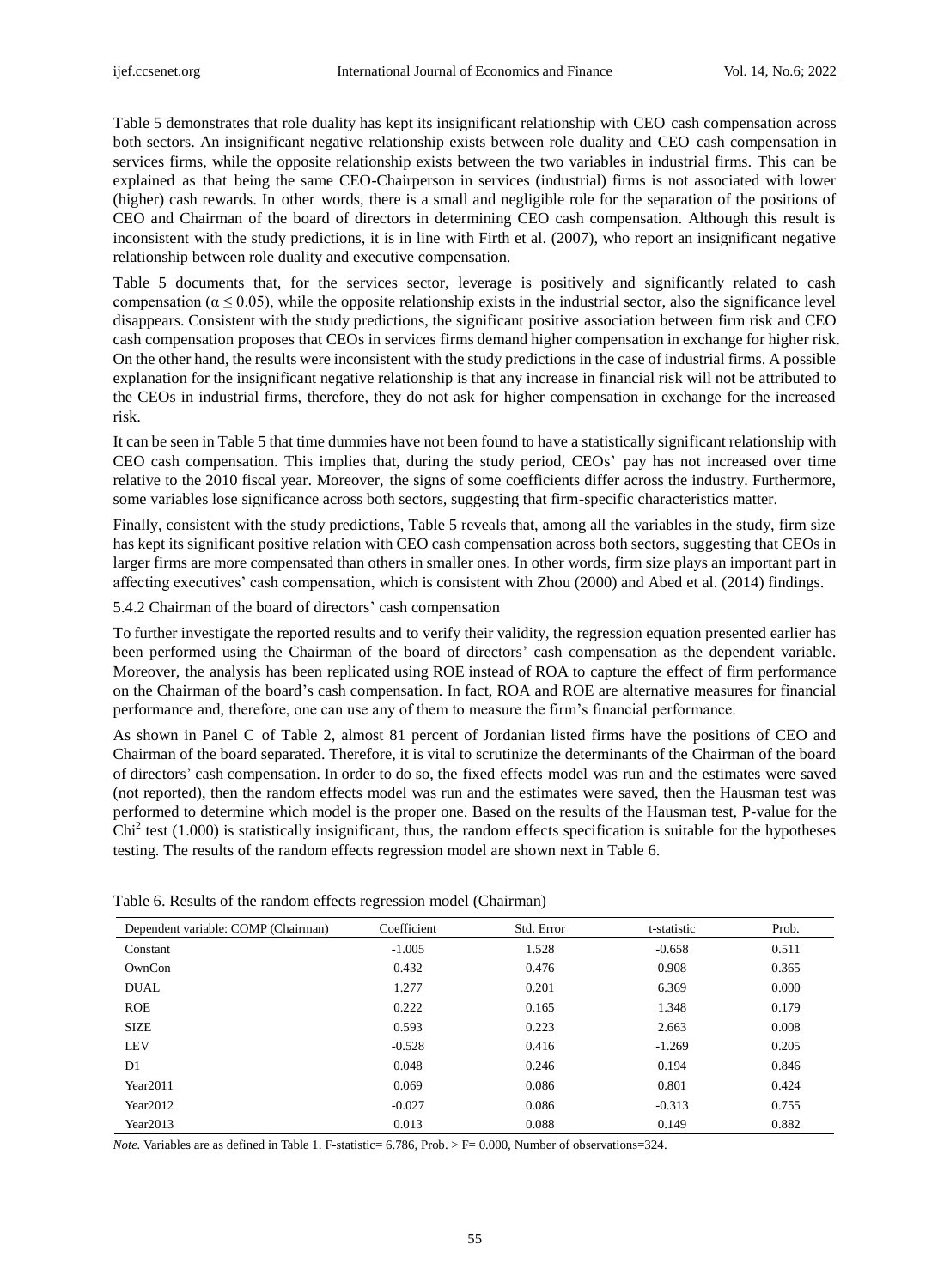Table 5 demonstrates that role duality has kept its insignificant relationship with CEO cash compensation across both sectors. An insignificant negative relationship exists between role duality and CEO cash compensation in services firms, while the opposite relationship exists between the two variables in industrial firms. This can be explained as that being the same CEO-Chairperson in services (industrial) firms is not associated with lower (higher) cash rewards. In other words, there is a small and negligible role for the separation of the positions of CEO and Chairman of the board of directors in determining CEO cash compensation. Although this result is inconsistent with the study predictions, it is in line with Firth et al. (2007), who report an insignificant negative relationship between role duality and executive compensation.

Table 5 documents that, for the services sector, leverage is positively and significantly related to cash compensation ($\alpha \leq 0.05$), while the opposite relationship exists in the industrial sector, also the significance level disappears. Consistent with the study predictions, the significant positive association between firm risk and CEO cash compensation proposes that CEOs in services firms demand higher compensation in exchange for higher risk. On the other hand, the results were inconsistent with the study predictions in the case of industrial firms. A possible explanation for the insignificant negative relationship is that any increase in financial risk will not be attributed to the CEOs in industrial firms, therefore, they do not ask for higher compensation in exchange for the increased risk.

It can be seen in Table 5 that time dummies have not been found to have a statistically significant relationship with CEO cash compensation. This implies that, during the study period, CEOs' pay has not increased over time relative to the 2010 fiscal year. Moreover, the signs of some coefficients differ across the industry. Furthermore, some variables lose significance across both sectors, suggesting that firm-specific characteristics matter.

Finally, consistent with the study predictions, Table 5 reveals that, among all the variables in the study, firm size has kept its significant positive relation with CEO cash compensation across both sectors, suggesting that CEOs in larger firms are more compensated than others in smaller ones. In other words, firm size plays an important part in affecting executives' cash compensation, which is consistent with Zhou (2000) and Abed et al. (2014) findings.

#### 5.4.2 Chairman of the board of directors' cash compensation

To further investigate the reported results and to verify their validity, the regression equation presented earlier has been performed using the Chairman of the board of directors' cash compensation as the dependent variable. Moreover, the analysis has been replicated using ROE instead of ROA to capture the effect of firm performance on the Chairman of the board's cash compensation. In fact, ROA and ROE are alternative measures for financial performance and, therefore, one can use any of them to measure the firm's financial performance.

As shown in Panel C of Table 2, almost 81 percent of Jordanian listed firms have the positions of CEO and Chairman of the board separated. Therefore, it is vital to scrutinize the determinants of the Chairman of the board of directors' cash compensation. In order to do so, the fixed effects model was run and the estimates were saved (not reported), then the random effects model was run and the estimates were saved, then the Hausman test was performed to determine which model is the proper one. Based on the results of the Hausman test, P-value for the $Chi^2$ test (1.000) is statistically insignificant, thus, the random effects specification is suitable for the hypotheses testing. The results of the random effects regression model are shown next in Table 6.

Table 6. Results of the random effects regression model (Chairman)

| Dependent variable: COMP (Chairman) | Coefficient | Std. Error | t-statistic | Prob. |
|---|---|---|---|---|
| Constant | -1.005 | 1.528 | -0.658 | 0.511 |
| OwnCon | 0.432 | 0.476 | 0.908 | 0.365 |
| DUAL | 1.277 | 0.201 | 6.369 | 0.000 |
| ROE | 0.222 | 0.165 | 1.348 | 0.179 |
| SIZE | 0.593 | 0.223 | 2.663 | 0.008 |
| LEV | -0.528 | 0.416 | -1.269 | 0.205 |
| D1 | 0.048 | 0.246 | 0.194 | 0.846 |
| Year2011 | 0.069 | 0.086 | 0.801 | 0.424 |
| Year2012 | -0.027 | 0.086 | -0.313 | 0.755 |
| Year2013 | 0.013 | 0.088 | 0.149 | 0.882 |

*Note.* Variables are as defined in Table 1. F-statistic= 6.786, Prob. > F= 0.000, Number of observations=324.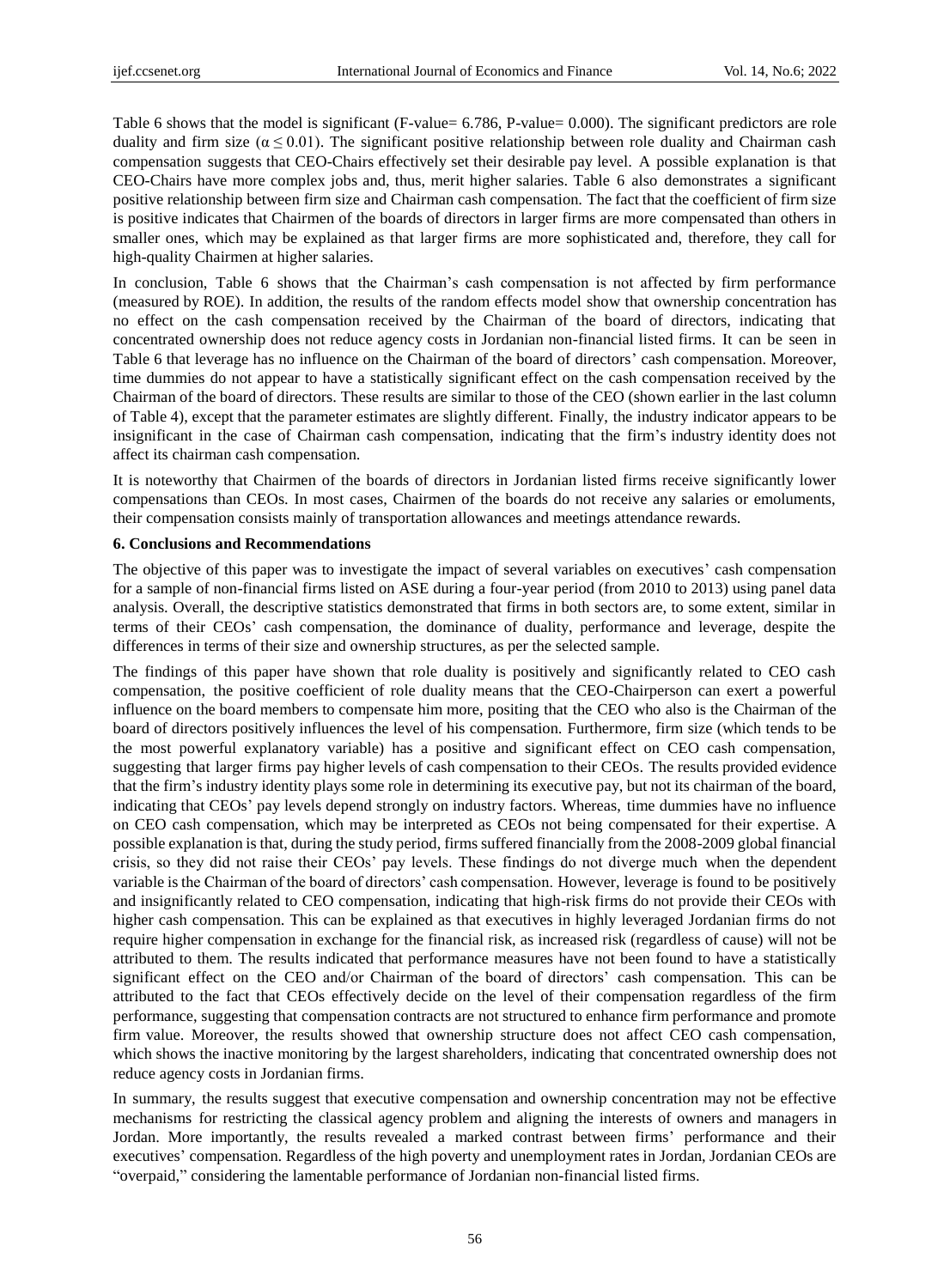Table 6 shows that the model is significant (F-value= 6.786, P-value= 0.000). The significant predictors are role duality and firm size ($\alpha \leq 0.01$). The significant positive relationship between role duality and Chairman cash compensation suggests that CEO-Chairs effectively set their desirable pay level. A possible explanation is that CEO-Chairs have more complex jobs and, thus, merit higher salaries. Table 6 also demonstrates a significant positive relationship between firm size and Chairman cash compensation. The fact that the coefficient of firm size is positive indicates that Chairmen of the boards of directors in larger firms are more compensated than others in smaller ones, which may be explained as that larger firms are more sophisticated and, therefore, they call for high-quality Chairmen at higher salaries.

In conclusion, Table 6 shows that the Chairman's cash compensation is not affected by firm performance (measured by ROE). In addition, the results of the random effects model show that ownership concentration has no effect on the cash compensation received by the Chairman of the board of directors, indicating that concentrated ownership does not reduce agency costs in Jordanian non-financial listed firms. It can be seen in Table 6 that leverage has no influence on the Chairman of the board of directors' cash compensation. Moreover, time dummies do not appear to have a statistically significant effect on the cash compensation received by the Chairman of the board of directors. These results are similar to those of the CEO (shown earlier in the last column of Table 4), except that the parameter estimates are slightly different. Finally, the industry indicator appears to be insignificant in the case of Chairman cash compensation, indicating that the firm's industry identity does not affect its chairman cash compensation.

It is noteworthy that Chairmen of the boards of directors in Jordanian listed firms receive significantly lower compensations than CEOs. In most cases, Chairmen of the boards do not receive any salaries or emoluments, their compensation consists mainly of transportation allowances and meetings attendance rewards.

## 6. Conclusions and Recommendations

The objective of this paper was to investigate the impact of several variables on executives' cash compensation for a sample of non-financial firms listed on ASE during a four-year period (from 2010 to 2013) using panel data analysis. Overall, the descriptive statistics demonstrated that firms in both sectors are, to some extent, similar in terms of their CEOs' cash compensation, the dominance of duality, performance and leverage, despite the differences in terms of their size and ownership structures, as per the selected sample.

The findings of this paper have shown that role duality is positively and significantly related to CEO cash compensation, the positive coefficient of role duality means that the CEO-Chairperson can exert a powerful influence on the board members to compensate him more, positing that the CEO who also is the Chairman of the board of directors positively influences the level of his compensation. Furthermore, firm size (which tends to be the most powerful explanatory variable) has a positive and significant effect on CEO cash compensation, suggesting that larger firms pay higher levels of cash compensation to their CEOs. The results provided evidence that the firm's industry identity plays some role in determining its executive pay, but not its chairman of the board, indicating that CEOs' pay levels depend strongly on industry factors. Whereas, time dummies have no influence on CEO cash compensation, which may be interpreted as CEOs not being compensated for their expertise. A possible explanation is that, during the study period, firms suffered financially from the 2008-2009 global financial crisis, so they did not raise their CEOs' pay levels. These findings do not diverge much when the dependent variable is the Chairman of the board of directors' cash compensation. However, leverage is found to be positively and insignificantly related to CEO compensation, indicating that high-risk firms do not provide their CEOs with higher cash compensation. This can be explained as that executives in highly leveraged Jordanian firms do not require higher compensation in exchange for the financial risk, as increased risk (regardless of cause) will not be attributed to them. The results indicated that performance measures have not been found to have a statistically significant effect on the CEO and/or Chairman of the board of directors' cash compensation. This can be attributed to the fact that CEOs effectively decide on the level of their compensation regardless of the firm performance, suggesting that compensation contracts are not structured to enhance firm performance and promote firm value. Moreover, the results showed that ownership structure does not affect CEO cash compensation, which shows the inactive monitoring by the largest shareholders, indicating that concentrated ownership does not reduce agency costs in Jordanian firms.

In summary, the results suggest that executive compensation and ownership concentration may not be effective mechanisms for restricting the classical agency problem and aligning the interests of owners and managers in Jordan. More importantly, the results revealed a marked contrast between firms' performance and their executives' compensation. Regardless of the high poverty and unemployment rates in Jordan, Jordanian CEOs are "overpaid," considering the lamentable performance of Jordanian non-financial listed firms.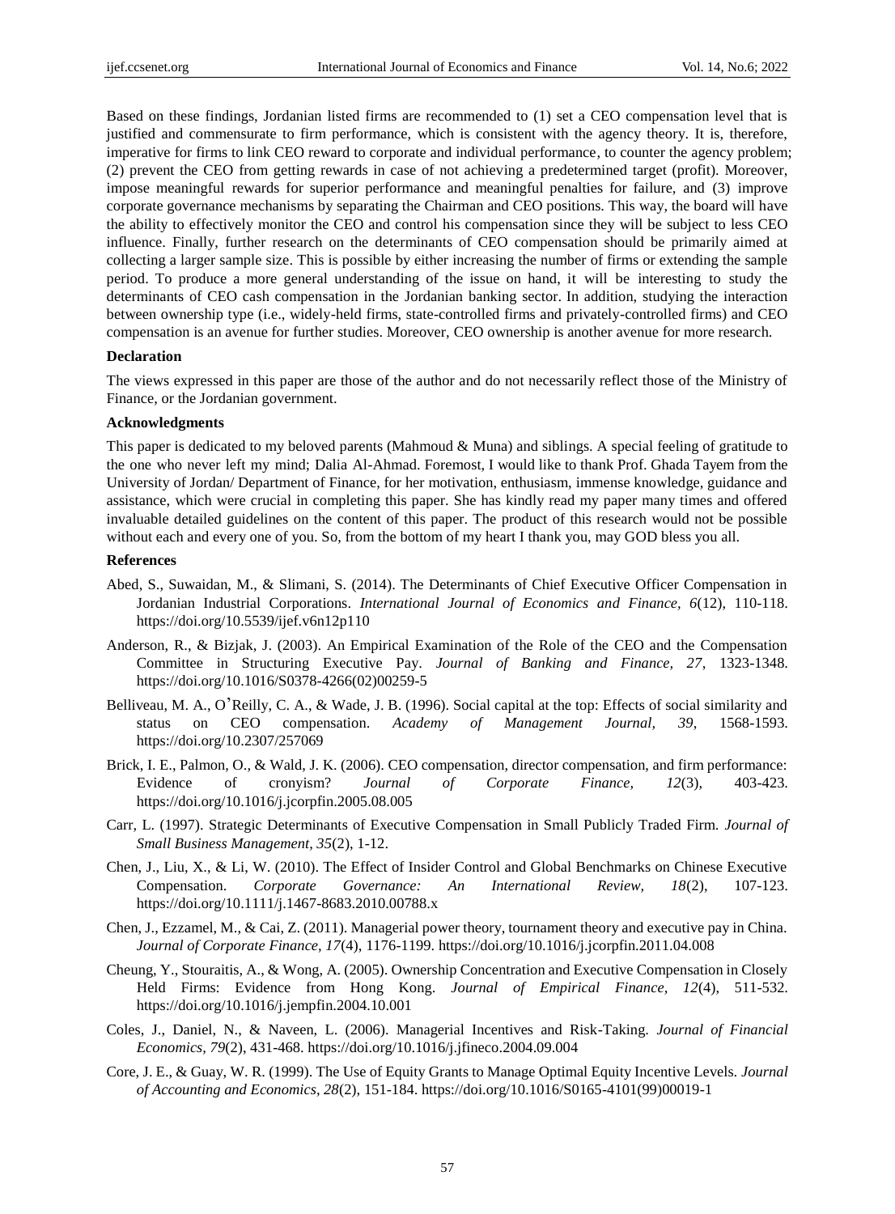Based on these findings, Jordanian listed firms are recommended to (1) set a CEO compensation level that is justified and commensurate to firm performance, which is consistent with the agency theory. It is, therefore, imperative for firms to link CEO reward to corporate and individual performance, to counter the agency problem; (2) prevent the CEO from getting rewards in case of not achieving a predetermined target (profit). Moreover, impose meaningful rewards for superior performance and meaningful penalties for failure, and (3) improve corporate governance mechanisms by separating the Chairman and CEO positions. This way, the board will have the ability to effectively monitor the CEO and control his compensation since they will be subject to less CEO influence. Finally, further research on the determinants of CEO compensation should be primarily aimed at collecting a larger sample size. This is possible by either increasing the number of firms or extending the sample period. To produce a more general understanding of the issue on hand, it will be interesting to study the determinants of CEO cash compensation in the Jordanian banking sector. In addition, studying the interaction between ownership type (i.e., widely-held firms, state-controlled firms and privately-controlled firms) and CEO compensation is an avenue for further studies. Moreover, CEO ownership is another avenue for more research.

**Declaration**

The views expressed in this paper are those of the author and do not necessarily reflect those of the Ministry of Finance, or the Jordanian government.

**Acknowledgments**

This paper is dedicated to my beloved parents (Mahmoud & Muna) and siblings. A special feeling of gratitude to the one who never left my mind; Dalia Al-Ahmad. Foremost, I would like to thank Prof. Ghada Tayem from the University of Jordan/ Department of Finance, for her motivation, enthusiasm, immense knowledge, guidance and assistance, which were crucial in completing this paper. She has kindly read my paper many times and offered invaluable detailed guidelines on the content of this paper. The product of this research would not be possible without each and every one of you. So, from the bottom of my heart I thank you, may GOD bless you all.

**References**

Abed, S., Suwaidan, M., & Slimani, S. (2014). The Determinants of Chief Executive Officer Compensation in Jordanian Industrial Corporations. *International Journal of Economics and Finance, 6*(12), 110-118. https://doi.org/10.5539/ijef.v6n12p110

Anderson, R., & Bizjak, J. (2003). An Empirical Examination of the Role of the CEO and the Compensation Committee in Structuring Executive Pay. *Journal of Banking and Finance, 27*, 1323-1348. https://doi.org/10.1016/S0378-4266(02)00259-5

Belliveau, M. A., O'Reilly, C. A., & Wade, J. B. (1996). Social capital at the top: Effects of social similarity and status on CEO compensation. *Academy of Management Journal, 39*, 1568-1593. https://doi.org/10.2307/257069

Brick, I. E., Palmon, O., & Wald, J. K. (2006). CEO compensation, director compensation, and firm performance: Evidence of cronyism? *Journal of Corporate Finance, 12*(3), 403-423. https://doi.org/10.1016/j.jcorpfin.2005.08.005

Carr, L. (1997). Strategic Determinants of Executive Compensation in Small Publicly Traded Firm. *Journal of Small Business Management, 35*(2), 1-12.

Chen, J., Liu, X., & Li, W. (2010). The Effect of Insider Control and Global Benchmarks on Chinese Executive Compensation. *Corporate Governance: An International Review, 18*(2), 107-123. https://doi.org/10.1111/j.1467-8683.2010.00788.x

Chen, J., Ezzamel, M., & Cai, Z. (2011). Managerial power theory, tournament theory and executive pay in China. *Journal of Corporate Finance, 17*(4), 1176-1199. https://doi.org/10.1016/j.jcorpfin.2011.04.008

Cheung, Y., Stouraitis, A., & Wong, A. (2005). Ownership Concentration and Executive Compensation in Closely Held Firms: Evidence from Hong Kong. *Journal of Empirical Finance, 12*(4), 511-532. https://doi.org/10.1016/j.jempfin.2004.10.001

Coles, J., Daniel, N., & Naveen, L. (2006). Managerial Incentives and Risk-Taking. *Journal of Financial Economics, 79*(2), 431-468. https://doi.org/10.1016/j.jfineco.2004.09.004

Core, J. E., & Guay, W. R. (1999). The Use of Equity Grants to Manage Optimal Equity Incentive Levels. *Journal of Accounting and Economics, 28*(2), 151-184. https://doi.org/10.1016/S0165-4101(99)00019-1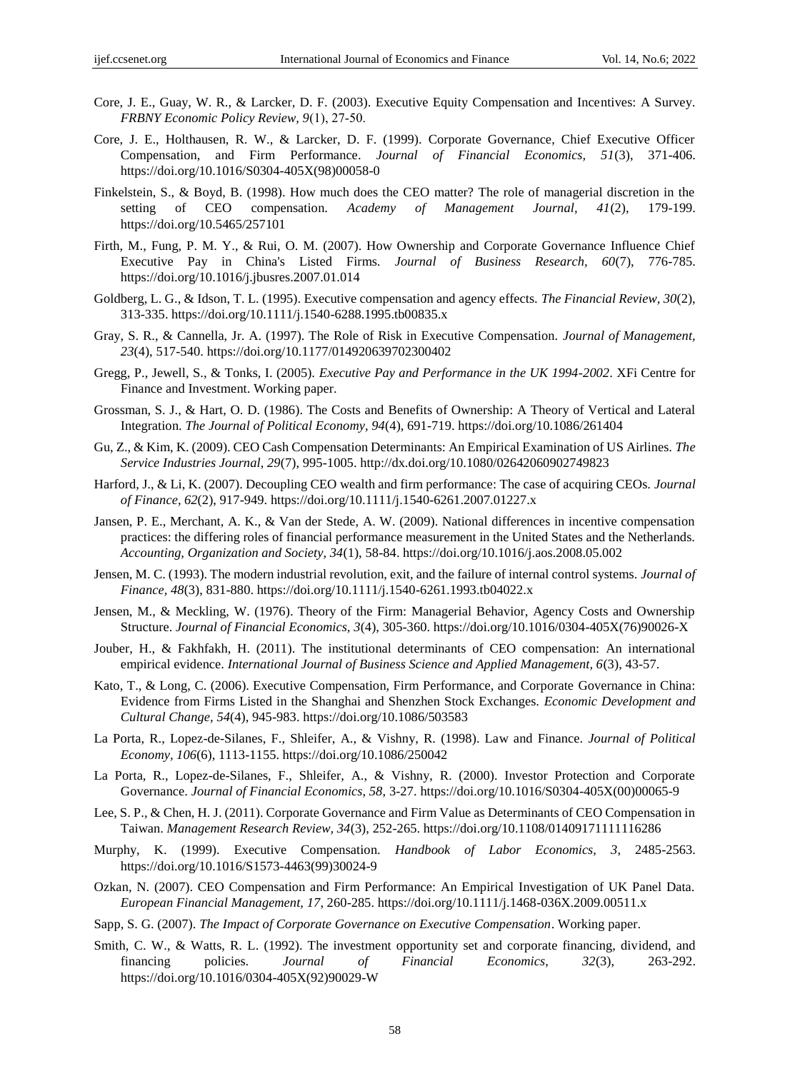Core, J. E., Guay, W. R., & Larcker, D. F. (2003). Executive Equity Compensation and Incentives: A Survey. *FRBNY Economic Policy Review, 9*(1), 27-50.

Core, J. E., Holthausen, R. W., & Larcker, D. F. (1999). Corporate Governance, Chief Executive Officer Compensation, and Firm Performance. *Journal of Financial Economics, 51*(3), 371-406. https://doi.org/10.1016/S0304-405X(98)00058-0

Finkelstein, S., & Boyd, B. (1998). How much does the CEO matter? The role of managerial discretion in the setting of CEO compensation. *Academy of Management Journal, 41*(2), 179-199. https://doi.org/10.5465/257101

Firth, M., Fung, P. M. Y., & Rui, O. M. (2007). How Ownership and Corporate Governance Influence Chief Executive Pay in China's Listed Firms. *Journal of Business Research, 60*(7), 776-785. https://doi.org/10.1016/j.jbusres.2007.01.014

Goldberg, L. G., & Idson, T. L. (1995). Executive compensation and agency effects. *The Financial Review, 30*(2), 313-335. https://doi.org/10.1111/j.1540-6288.1995.tb00835.x

Gray, S. R., & Cannella, Jr. A. (1997). The Role of Risk in Executive Compensation. *Journal of Management, 23*(4), 517-540. https://doi.org/10.1177/014920639702300402

Gregg, P., Jewell, S., & Tonks, I. (2005). *Executive Pay and Performance in the UK 1994-2002*. XFi Centre for Finance and Investment. Working paper.

Grossman, S. J., & Hart, O. D. (1986). The Costs and Benefits of Ownership: A Theory of Vertical and Lateral Integration. *The Journal of Political Economy, 94*(4), 691-719. https://doi.org/10.1086/261404

Gu, Z., & Kim, K. (2009). CEO Cash Compensation Determinants: An Empirical Examination of US Airlines. *The Service Industries Journal, 29*(7), 995-1005. http://dx.doi.org/10.1080/02642060902749823

Harford, J., & Li, K. (2007). Decoupling CEO wealth and firm performance: The case of acquiring CEOs. *Journal of Finance, 62*(2), 917-949. https://doi.org/10.1111/j.1540-6261.2007.01227.x

Jansen, P. E., Merchant, A. K., & Van der Stede, A. W. (2009). National differences in incentive compensation practices: the differing roles of financial performance measurement in the United States and the Netherlands. *Accounting, Organization and Society, 34*(1), 58-84. https://doi.org/10.1016/j.aos.2008.05.002

Jensen, M. C. (1993). The modern industrial revolution, exit, and the failure of internal control systems. *Journal of Finance, 48*(3), 831-880. https://doi.org/10.1111/j.1540-6261.1993.tb04022.x

Jensen, M., & Meckling, W. (1976). Theory of the Firm: Managerial Behavior, Agency Costs and Ownership Structure. *Journal of Financial Economics, 3*(4), 305-360. https://doi.org/10.1016/0304-405X(76)90026-X

Jouber, H., & Fakhfakh, H. (2011). The institutional determinants of CEO compensation: An international empirical evidence. *International Journal of Business Science and Applied Management, 6*(3), 43-57.

Kato, T., & Long, C. (2006). Executive Compensation, Firm Performance, and Corporate Governance in China: Evidence from Firms Listed in the Shanghai and Shenzhen Stock Exchanges. *Economic Development and Cultural Change, 54*(4), 945-983. https://doi.org/10.1086/503583

La Porta, R., Lopez-de-Silanes, F., Shleifer, A., & Vishny, R. (1998). Law and Finance. *Journal of Political Economy, 106*(6), 1113-1155. https://doi.org/10.1086/250042

La Porta, R., Lopez-de-Silanes, F., Shleifer, A., & Vishny, R. (2000). Investor Protection and Corporate Governance. *Journal of Financial Economics, 58*, 3-27. https://doi.org/10.1016/S0304-405X(00)00065-9

Lee, S. P., & Chen, H. J. (2011). Corporate Governance and Firm Value as Determinants of CEO Compensation in Taiwan. *Management Research Review, 34*(3), 252-265. https://doi.org/10.1108/01409171111116286

Murphy, K. (1999). Executive Compensation. *Handbook of Labor Economics, 3*, 2485-2563. https://doi.org/10.1016/S1573-4463(99)30024-9

Ozkan, N. (2007). CEO Compensation and Firm Performance: An Empirical Investigation of UK Panel Data. *European Financial Management, 17*, 260-285. https://doi.org/10.1111/j.1468-036X.2009.00511.x

Sapp, S. G. (2007). *The Impact of Corporate Governance on Executive Compensation*. Working paper.

Smith, C. W., & Watts, R. L. (1992). The investment opportunity set and corporate financing, dividend, and financing policies. *Journal of Financial Economics, 32*(3), 263-292. https://doi.org/10.1016/0304-405X(92)90029-W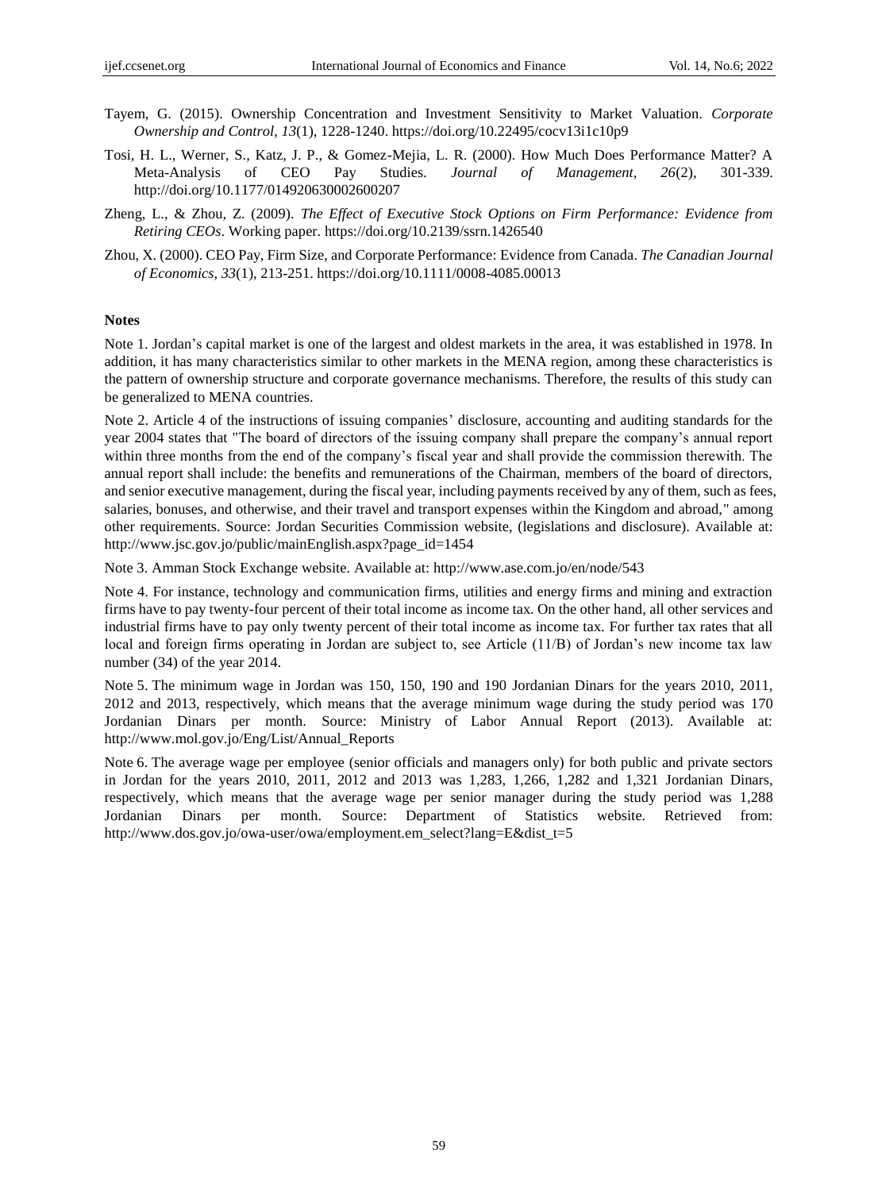Tayem, G. (2015). Ownership Concentration and Investment Sensitivity to Market Valuation. *Corporate Ownership and Control, 13*(1), 1228-1240. https://doi.org/10.22495/cocv13i1c10p9

Tosi, H. L., Werner, S., Katz, J. P., & Gomez-Mejia, L. R. (2000). How Much Does Performance Matter? A Meta-Analysis of CEO Pay Studies. *Journal of Management, 26*(2), 301-339. http://doi.org/10.1177/014920630002600207

Zheng, L., & Zhou, Z. (2009). *The Effect of Executive Stock Options on Firm Performance: Evidence from Retiring CEOs*. Working paper. https://doi.org/10.2139/ssrn.1426540

Zhou, X. (2000). CEO Pay, Firm Size, and Corporate Performance: Evidence from Canada. *The Canadian Journal of Economics, 33*(1), 213-251. https://doi.org/10.1111/0008-4085.00013

**Notes**

Note 1. Jordan's capital market is one of the largest and oldest markets in the area, it was established in 1978. In addition, it has many characteristics similar to other markets in the MENA region, among these characteristics is the pattern of ownership structure and corporate governance mechanisms. Therefore, the results of this study can be generalized to MENA countries.

Note 2. Article 4 of the instructions of issuing companies' disclosure, accounting and auditing standards for the year 2004 states that "The board of directors of the issuing company shall prepare the company's annual report within three months from the end of the company's fiscal year and shall provide the commission therewith. The annual report shall include: the benefits and remunerations of the Chairman, members of the board of directors, and senior executive management, during the fiscal year, including payments received by any of them, such as fees, salaries, bonuses, and otherwise, and their travel and transport expenses within the Kingdom and abroad," among other requirements. Source: Jordan Securities Commission website, (legislations and disclosure). Available at: http://www.jsc.gov.jo/public/mainEnglish.aspx?page_id=1454

Note 3. Amman Stock Exchange website. Available at: http://www.ase.com.jo/en/node/543

Note 4. For instance, technology and communication firms, utilities and energy firms and mining and extraction firms have to pay twenty-four percent of their total income as income tax. On the other hand, all other services and industrial firms have to pay only twenty percent of their total income as income tax. For further tax rates that all local and foreign firms operating in Jordan are subject to, see Article (11/B) of Jordan's new income tax law number (34) of the year 2014.

Note 5. The minimum wage in Jordan was 150, 150, 190 and 190 Jordanian Dinars for the years 2010, 2011, 2012 and 2013, respectively, which means that the average minimum wage during the study period was 170 Jordanian Dinars per month. Source: Ministry of Labor Annual Report (2013). Available at: http://www.mol.gov.jo/Eng/List/Annual_Reports

Note 6. The average wage per employee (senior officials and managers only) for both public and private sectors in Jordan for the years 2010, 2011, 2012 and 2013 was 1,283, 1,266, 1,282 and 1,321 Jordanian Dinars, respectively, which means that the average wage per senior manager during the study period was 1,288 Jordanian Dinars per month. Source: Department of Statistics website. Retrieved from: http://www.dos.gov.jo/owa-user/owa/employment.em_select?lang=E&dist_t=5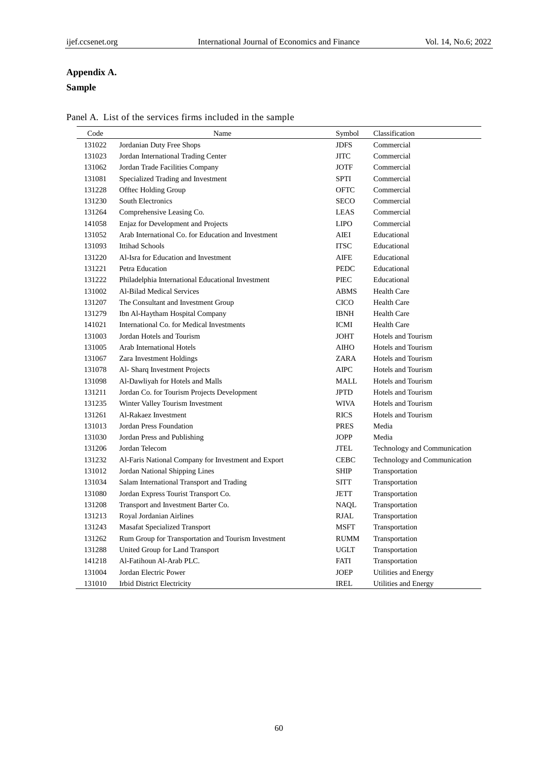### Appendix A.

### Sample

Panel A. List of the services firms included in the sample

| Code | Name | Symbol | Classification |
|---|---|---|---|
| 131022 | Jordanian Duty Free Shops | JDFS | Commercial |
| 131023 | Jordan International Trading Center | JITC | Commercial |
| 131062 | Jordan Trade Facilities Company | JOTF | Commercial |
| 131081 | Specialized Trading and Investment | SPTI | Commercial |
| 131228 | Offtec Holding Group | OFTC | Commercial |
| 131230 | South Electronics | SECO | Commercial |
| 131264 | Comprehensive Leasing Co. | LEAS | Commercial |
| 141058 | Enjaz for Development and Projects | LIPO | Commercial |
| 131052 | Arab International Co. for Education and Investment | AIEI | Educational |
| 131093 | Ittihad Schools | ITSC | Educational |
| 131220 | Al-Isra for Education and Investment | AIFE | Educational |
| 131221 | Petra Education | PEDC | Educational |
| 131222 | Philadelphia International Educational Investment | PIEC | Educational |
| 131002 | Al-Bilad Medical Services | ABMS | Health Care |
| 131207 | The Consultant and Investment Group | CICO | Health Care |
| 131279 | Ibn Al-Haytham Hospital Company | IBNH | Health Care |
| 141021 | International Co. for Medical Investments | ICMI | Health Care |
| 131003 | Jordan Hotels and Tourism | JOHT | Hotels and Tourism |
| 131005 | Arab International Hotels | AIHO | Hotels and Tourism |
| 131067 | Zara Investment Holdings | ZARA | Hotels and Tourism |
| 131078 | Al- Sharq Investment Projects | AIPC | Hotels and Tourism |
| 131098 | Al-Dawliyah for Hotels and Malls | MALL | Hotels and Tourism |
| 131211 | Jordan Co. for Tourism Projects Development | JPTD | Hotels and Tourism |
| 131235 | Winter Valley Tourism Investment | WIVA | Hotels and Tourism |
| 131261 | Al-Rakaez Investment | RICS | Hotels and Tourism |
| 131013 | Jordan Press Foundation | PRES | Media |
| 131030 | Jordan Press and Publishing | JOPP | Media |
| 131206 | Jordan Telecom | JTEL | Technology and Communication |
| 131232 | Al-Faris National Company for Investment and Export | CEBC | Technology and Communication |
| 131012 | Jordan National Shipping Lines | SHIP | Transportation |
| 131034 | Salam International Transport and Trading | SITT | Transportation |
| 131080 | Jordan Express Tourist Transport Co. | JETT | Transportation |
| 131208 | Transport and Investment Barter Co. | NAQL | Transportation |
| 131213 | Royal Jordanian Airlines | RJAL | Transportation |
| 131243 | Masafat Specialized Transport | MSFT | Transportation |
| 131262 | Rum Group for Transportation and Tourism Investment | RUMM | Transportation |
| 131288 | United Group for Land Transport | UGLT | Transportation |
| 141218 | Al-Fatihoun Al-Arab PLC. | FATI | Transportation |
| 131004 | Jordan Electric Power | JOEP | Utilities and Energy |
| 131010 | Irbid District Electricity | IREL | Utilities and Energy |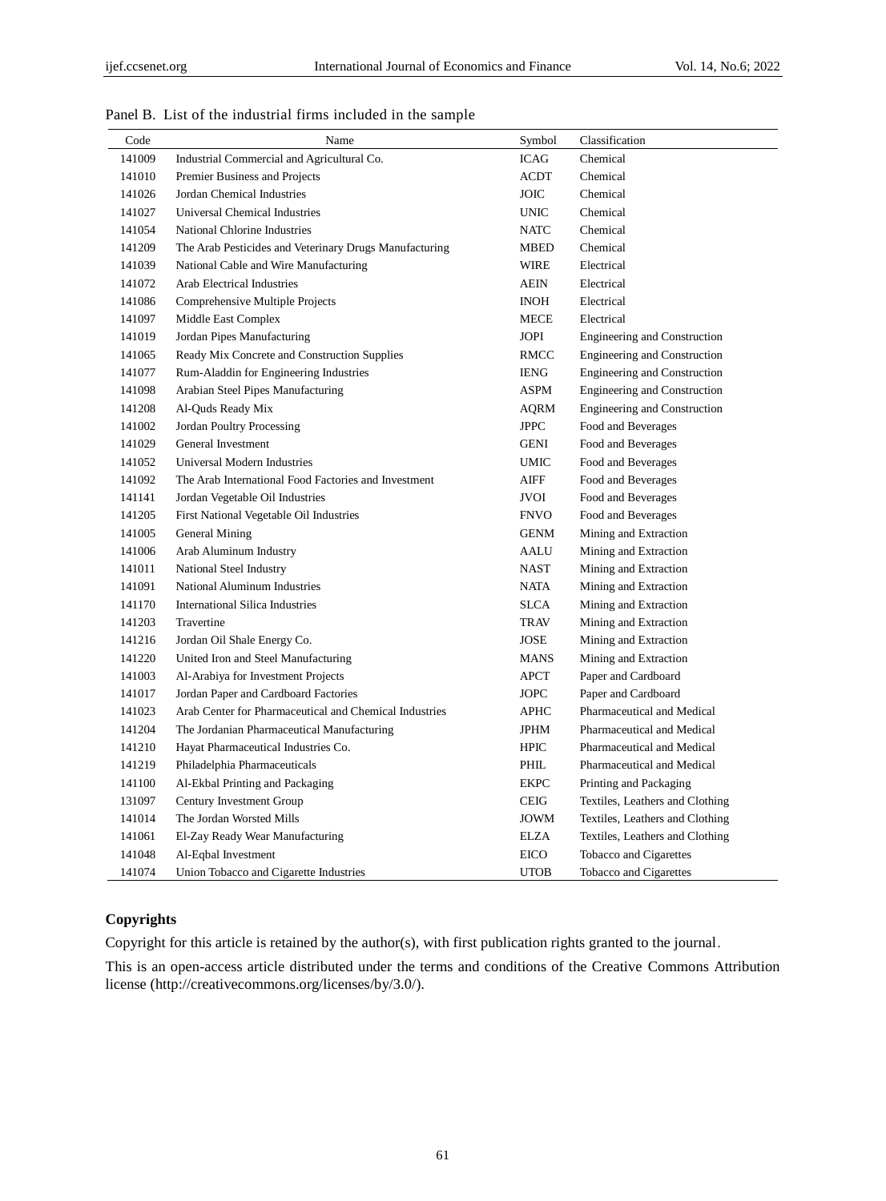Panel B. List of the industrial firms included in the sample

| Code | Name | Symbol | Classification |
|---|---|---|---|
| 141009 | Industrial Commercial and Agricultural Co. | ICAG | Chemical |
| 141010 | Premier Business and Projects | ACDT | Chemical |
| 141026 | Jordan Chemical Industries | JOIC | Chemical |
| 141027 | Universal Chemical Industries | UNIC | Chemical |
| 141054 | National Chlorine Industries | NATC | Chemical |
| 141209 | The Arab Pesticides and Veterinary Drugs Manufacturing | MBED | Chemical |
| 141039 | National Cable and Wire Manufacturing | WIRE | Electrical |
| 141072 | Arab Electrical Industries | AEIN | Electrical |
| 141086 | Comprehensive Multiple Projects | INOH | Electrical |
| 141097 | Middle East Complex | MECE | Electrical |
| 141019 | Jordan Pipes Manufacturing | JOPI | Engineering and Construction |
| 141065 | Ready Mix Concrete and Construction Supplies | RMCC | Engineering and Construction |
| 141077 | Rum-Aladdin for Engineering Industries | IENG | Engineering and Construction |
| 141098 | Arabian Steel Pipes Manufacturing | ASPM | Engineering and Construction |
| 141208 | Al-Quds Ready Mix | AQRM | Engineering and Construction |
| 141002 | Jordan Poultry Processing | JPPC | Food and Beverages |
| 141029 | General Investment | GENI | Food and Beverages |
| 141052 | Universal Modern Industries | UMIC | Food and Beverages |
| 141092 | The Arab International Food Factories and Investment | AIFF | Food and Beverages |
| 141141 | Jordan Vegetable Oil Industries | JVOI | Food and Beverages |
| 141205 | First National Vegetable Oil Industries | FNVO | Food and Beverages |
| 141005 | General Mining | GENM | Mining and Extraction |
| 141006 | Arab Aluminum Industry | AALU | Mining and Extraction |
| 141011 | National Steel Industry | NAST | Mining and Extraction |
| 141091 | National Aluminum Industries | NATA | Mining and Extraction |
| 141170 | International Silica Industries | SLCA | Mining and Extraction |
| 141203 | Travertine | TRAV | Mining and Extraction |
| 141216 | Jordan Oil Shale Energy Co. | JOSE | Mining and Extraction |
| 141220 | United Iron and Steel Manufacturing | MANS | Mining and Extraction |
| 141003 | Al-Arabiya for Investment Projects | APCT | Paper and Cardboard |
| 141017 | Jordan Paper and Cardboard Factories | JOPC | Paper and Cardboard |
| 141023 | Arab Center for Pharmaceutical and Chemical Industries | APHC | Pharmaceutical and Medical |
| 141204 | The Jordanian Pharmaceutical Manufacturing | JPHM | Pharmaceutical and Medical |
| 141210 | Hayat Pharmaceutical Industries Co. | HPIC | Pharmaceutical and Medical |
| 141219 | Philadelphia Pharmaceuticals | PHIL | Pharmaceutical and Medical |
| 141100 | Al-Ekbal Printing and Packaging | EKPC | Printing and Packaging |
| 131097 | Century Investment Group | CEIG | Textiles, Leathers and Clothing |
| 141014 | The Jordan Worsted Mills | JOWM | Textiles, Leathers and Clothing |
| 141061 | El-Zay Ready Wear Manufacturing | ELZA | Textiles, Leathers and Clothing |
| 141048 | Al-Eqbal Investment | EICO | Tobacco and Cigarettes |
| 141074 | Union Tobacco and Cigarette Industries | UTOB | Tobacco and Cigarettes |

## Copyrights

Copyright for this article is retained by the author(s), with first publication rights granted to the journal.

This is an open-access article distributed under the terms and conditions of the Creative Commons Attribution license (http://creativecommons.org/licenses/by/3.0/).